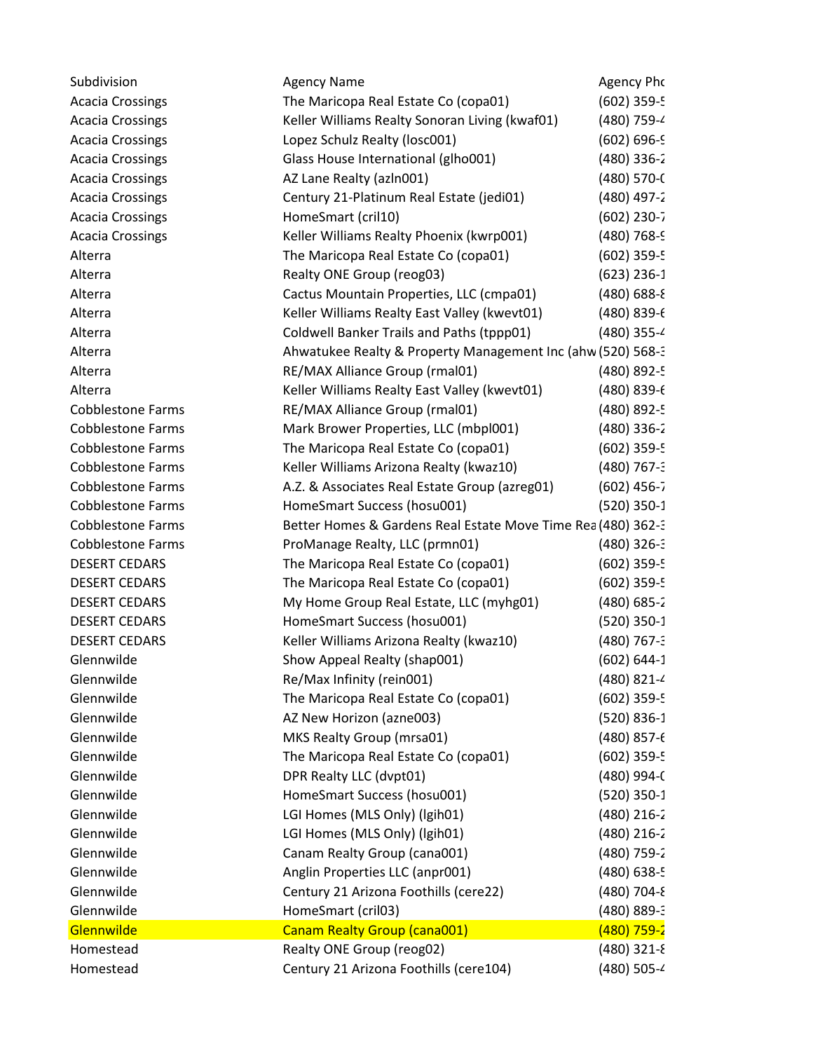| Subdivision | Agency Name | Agency Pho |
|---|---|---|
| Acacia Crossings | The Maricopa Real Estate Co (copa01) | (602) 359-5 |
| Acacia Crossings | Keller Williams Realty Sonoran Living (kwaf01) | (480) 759-4 |
| Acacia Crossings | Lopez Schulz Realty (losc001) | (602) 696-9 |
| Acacia Crossings | Glass House International (glho001) | (480) 336-2 |
| Acacia Crossings | AZ Lane Realty (azln001) | (480) 570-0 |
| Acacia Crossings | Century 21-Platinum Real Estate (jedi01) | (480) 497-2 |
| Acacia Crossings | HomeSmart (cril10) | (602) 230-7 |
| Acacia Crossings | Keller Williams Realty Phoenix (kwrp001) | (480) 768-9 |
| Alterra | The Maricopa Real Estate Co (copa01) | (602) 359-5 |
| Alterra | Realty ONE Group (reog03) | (623) 236-1 |
| Alterra | Cactus Mountain Properties, LLC (cmpa01) | (480) 688-8 |
| Alterra | Keller Williams Realty East Valley (kwevt01) | (480) 839-6 |
| Alterra | Coldwell Banker Trails and Paths (tppp01) | (480) 355-4 |
| Alterra | Ahwatukee Realty & Property Management Inc (ahw | (520) 568-3 |
| Alterra | RE/MAX Alliance Group (rmal01) | (480) 892-5 |
| Alterra | Keller Williams Realty East Valley (kwevt01) | (480) 839-6 |
| Cobblestone Farms | RE/MAX Alliance Group (rmal01) | (480) 892-5 |
| Cobblestone Farms | Mark Brower Properties, LLC (mbpl001) | (480) 336-2 |
| Cobblestone Farms | The Maricopa Real Estate Co (copa01) | (602) 359-5 |
| Cobblestone Farms | Keller Williams Arizona Realty (kwaz10) | (480) 767-3 |
| Cobblestone Farms | A.Z. & Associates Real Estate Group (azreg01) | (602) 456-7 |
| Cobblestone Farms | HomeSmart Success (hosu001) | (520) 350-1 |
| Cobblestone Farms | Better Homes & Gardens Real Estate Move Time Rea | (480) 362-3 |
| Cobblestone Farms | ProManage Realty, LLC (prmn01) | (480) 326-3 |
| DESERT CEDARS | The Maricopa Real Estate Co (copa01) | (602) 359-5 |
| DESERT CEDARS | The Maricopa Real Estate Co (copa01) | (602) 359-5 |
| DESERT CEDARS | My Home Group Real Estate, LLC (myhg01) | (480) 685-2 |
| DESERT CEDARS | HomeSmart Success (hosu001) | (520) 350-1 |
| DESERT CEDARS | Keller Williams Arizona Realty (kwaz10) | (480) 767-3 |
| Glennwilde | Show Appeal Realty (shap001) | (602) 644-1 |
| Glennwilde | Re/Max Infinity (rein001) | (480) 821-4 |
| Glennwilde | The Maricopa Real Estate Co (copa01) | (602) 359-5 |
| Glennwilde | AZ New Horizon (azne003) | (520) 836-1 |
| Glennwilde | MKS Realty Group (mrsa01) | (480) 857-6 |
| Glennwilde | The Maricopa Real Estate Co (copa01) | (602) 359-5 |
| Glennwilde | DPR Realty LLC (dvpt01) | (480) 994-0 |
| Glennwilde | HomeSmart Success (hosu001) | (520) 350-1 |
| Glennwilde | LGI Homes (MLS Only) (lgih01) | (480) 216-2 |
| Glennwilde | LGI Homes (MLS Only) (lgih01) | (480) 216-2 |
| Glennwilde | Canam Realty Group (cana001) | (480) 759-2 |
| Glennwilde | Anglin Properties LLC (anpr001) | (480) 638-5 |
| Glennwilde | Century 21 Arizona Foothills (cere22) | (480) 704-8 |
| Glennwilde | HomeSmart (cril03) | (480) 889-3 |
| Glennwilde | Canam Realty Group (cana001) | (480) 759-2 |
| Homestead | Realty ONE Group (reog02) | (480) 321-8 |
| Homestead | Century 21 Arizona Foothills (cere104) | (480) 505-4 |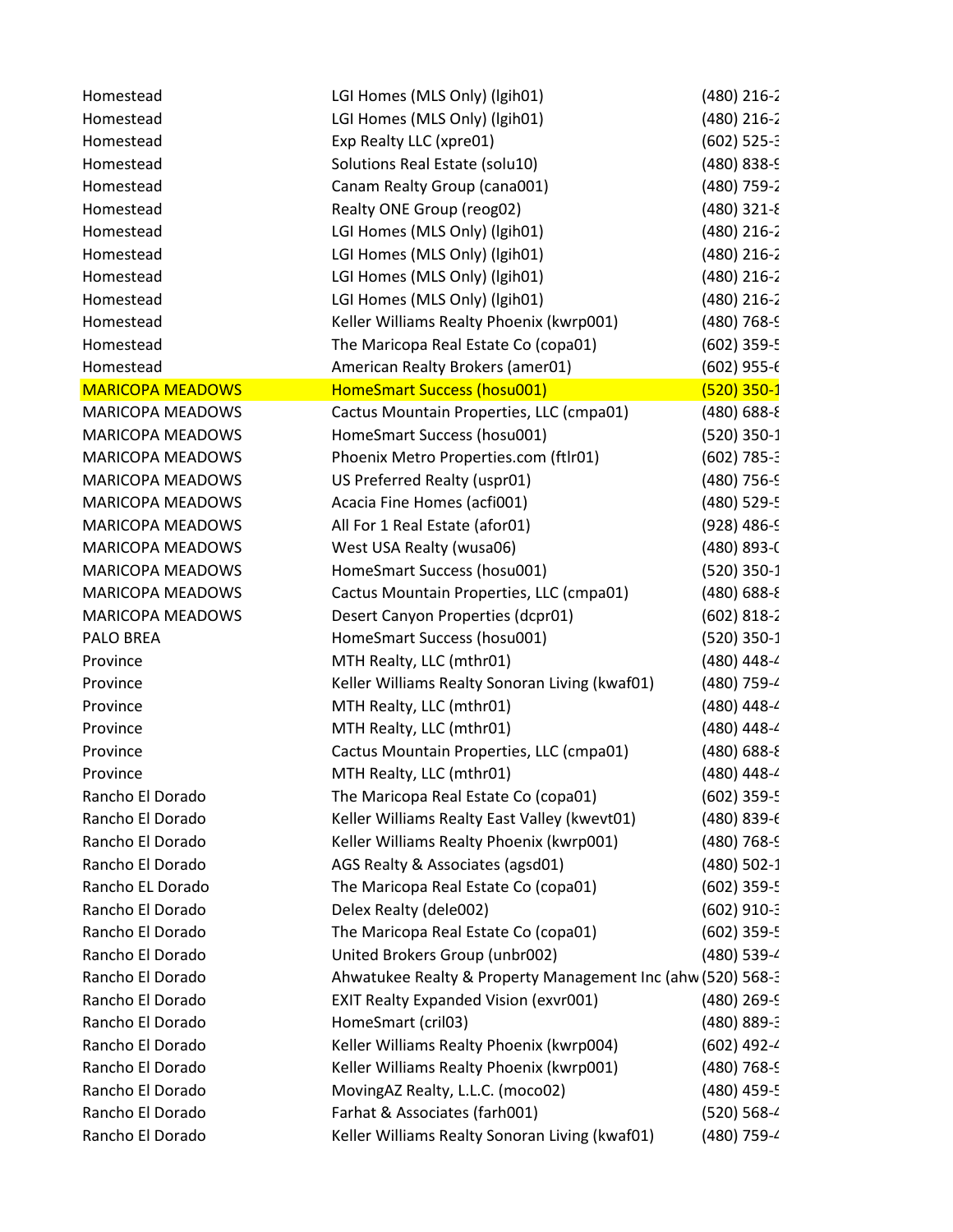| | | |
|---|---|---|
| Homestead | LGI Homes (MLS Only) (lgih01) | (480) 216-2 |
| Homestead | LGI Homes (MLS Only) (lgih01) | (480) 216-2 |
| Homestead | Exp Realty LLC (xpre01) | (602) 525-3 |
| Homestead | Solutions Real Estate (solu10) | (480) 838-9 |
| Homestead | Canam Realty Group (cana001) | (480) 759-2 |
| Homestead | Realty ONE Group (reog02) | (480) 321-8 |
| Homestead | LGI Homes (MLS Only) (lgih01) | (480) 216-2 |
| Homestead | LGI Homes (MLS Only) (lgih01) | (480) 216-2 |
| Homestead | LGI Homes (MLS Only) (lgih01) | (480) 216-2 |
| Homestead | LGI Homes (MLS Only) (lgih01) | (480) 216-2 |
| Homestead | Keller Williams Realty Phoenix (kwrp001) | (480) 768-9 |
| Homestead | The Maricopa Real Estate Co (copa01) | (602) 359-5 |
| Homestead | American Realty Brokers (amer01) | (602) 955-6 |
| MARICOPA MEADOWS | HomeSmart Success (hosu001) | (520) 350-1 |
| MARICOPA MEADOWS | Cactus Mountain Properties, LLC (cmpa01) | (480) 688-8 |
| MARICOPA MEADOWS | HomeSmart Success (hosu001) | (520) 350-1 |
| MARICOPA MEADOWS | Phoenix Metro Properties.com (ftlr01) | (602) 785-3 |
| MARICOPA MEADOWS | US Preferred Realty (uspr01) | (480) 756-9 |
| MARICOPA MEADOWS | Acacia Fine Homes (acfi001) | (480) 529-5 |
| MARICOPA MEADOWS | All For 1 Real Estate (afor01) | (928) 486-9 |
| MARICOPA MEADOWS | West USA Realty (wusa06) | (480) 893-0 |
| MARICOPA MEADOWS | HomeSmart Success (hosu001) | (520) 350-1 |
| MARICOPA MEADOWS | Cactus Mountain Properties, LLC (cmpa01) | (480) 688-8 |
| MARICOPA MEADOWS | Desert Canyon Properties (dcpr01) | (602) 818-2 |
| PALO BREA | HomeSmart Success (hosu001) | (520) 350-1 |
| Province | MTH Realty, LLC (mthr01) | (480) 448-4 |
| Province | Keller Williams Realty Sonoran Living (kwaf01) | (480) 759-4 |
| Province | MTH Realty, LLC (mthr01) | (480) 448-4 |
| Province | MTH Realty, LLC (mthr01) | (480) 448-4 |
| Province | Cactus Mountain Properties, LLC (cmpa01) | (480) 688-8 |
| Province | MTH Realty, LLC (mthr01) | (480) 448-4 |
| Rancho El Dorado | The Maricopa Real Estate Co (copa01) | (602) 359-5 |
| Rancho El Dorado | Keller Williams Realty East Valley (kwevt01) | (480) 839-6 |
| Rancho El Dorado | Keller Williams Realty Phoenix (kwrp001) | (480) 768-9 |
| Rancho El Dorado | AGS Realty & Associates (agsd01) | (480) 502-1 |
| Rancho EL Dorado | The Maricopa Real Estate Co (copa01) | (602) 359-5 |
| Rancho El Dorado | Delex Realty (dele002) | (602) 910-3 |
| Rancho El Dorado | The Maricopa Real Estate Co (copa01) | (602) 359-5 |
| Rancho El Dorado | United Brokers Group (unbr002) | (480) 539-4 |
| Rancho El Dorado | Ahwatukee Realty & Property Management Inc (ahw | (520) 568-3 |
| Rancho El Dorado | EXIT Realty Expanded Vision (exvr001) | (480) 269-9 |
| Rancho El Dorado | HomeSmart (cril03) | (480) 889-3 |
| Rancho El Dorado | Keller Williams Realty Phoenix (kwrp004) | (602) 492-4 |
| Rancho El Dorado | Keller Williams Realty Phoenix (kwrp001) | (480) 768-9 |
| Rancho El Dorado | MovingAZ Realty, L.L.C. (moco02) | (480) 459-5 |
| Rancho El Dorado | Farhat & Associates (farh001) | (520) 568-4 |
| Rancho El Dorado | Keller Williams Realty Sonoran Living (kwaf01) | (480) 759-4 |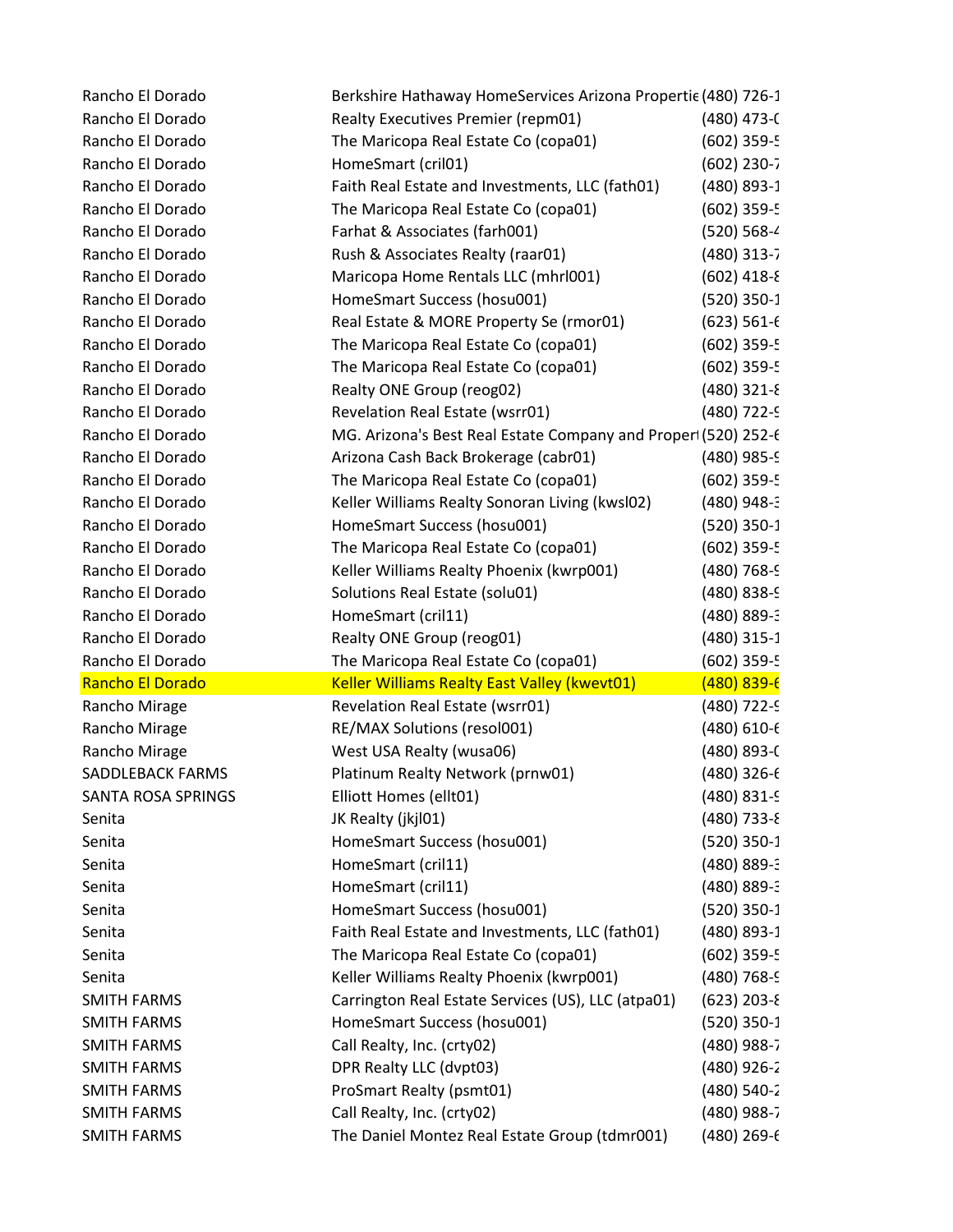| | | |
|---|---|---|
| Rancho El Dorado | Berkshire Hathaway HomeServices Arizona Propertie | (480) 726-1 |
| Rancho El Dorado | Realty Executives Premier (repm01) | (480) 473-( |
| Rancho El Dorado | The Maricopa Real Estate Co (copa01) | (602) 359-5 |
| Rancho El Dorado | HomeSmart (cril01) | (602) 230-7 |
| Rancho El Dorado | Faith Real Estate and Investments, LLC (fath01) | (480) 893-1 |
| Rancho El Dorado | The Maricopa Real Estate Co (copa01) | (602) 359-5 |
| Rancho El Dorado | Farhat & Associates (farh001) | (520) 568-4 |
| Rancho El Dorado | Rush & Associates Realty (raar01) | (480) 313-7 |
| Rancho El Dorado | Maricopa Home Rentals LLC (mhrl001) | (602) 418-8 |
| Rancho El Dorado | HomeSmart Success (hosu001) | (520) 350-1 |
| Rancho El Dorado | Real Estate & MORE Property Se (rmor01) | (623) 561-6 |
| Rancho El Dorado | The Maricopa Real Estate Co (copa01) | (602) 359-5 |
| Rancho El Dorado | The Maricopa Real Estate Co (copa01) | (602) 359-5 |
| Rancho El Dorado | Realty ONE Group (reog02) | (480) 321-8 |
| Rancho El Dorado | Revelation Real Estate (wsrr01) | (480) 722-9 |
| Rancho El Dorado | MG. Arizona's Best Real Estate Company and Propert | (520) 252-6 |
| Rancho El Dorado | Arizona Cash Back Brokerage (cabr01) | (480) 985-9 |
| Rancho El Dorado | The Maricopa Real Estate Co (copa01) | (602) 359-5 |
| Rancho El Dorado | Keller Williams Realty Sonoran Living (kwsl02) | (480) 948-3 |
| Rancho El Dorado | HomeSmart Success (hosu001) | (520) 350-1 |
| Rancho El Dorado | The Maricopa Real Estate Co (copa01) | (602) 359-5 |
| Rancho El Dorado | Keller Williams Realty Phoenix (kwrp001) | (480) 768-9 |
| Rancho El Dorado | Solutions Real Estate (solu01) | (480) 838-9 |
| Rancho El Dorado | HomeSmart (cril11) | (480) 889-3 |
| Rancho El Dorado | Realty ONE Group (reog01) | (480) 315-1 |
| Rancho El Dorado | The Maricopa Real Estate Co (copa01) | (602) 359-5 |
| Rancho El Dorado | Keller Williams Realty East Valley (kwevt01) | (480) 839-6 |
| Rancho Mirage | Revelation Real Estate (wsrr01) | (480) 722-9 |
| Rancho Mirage | RE/MAX Solutions (resol001) | (480) 610-6 |
| Rancho Mirage | West USA Realty (wusa06) | (480) 893-( |
| SADDLEBACK FARMS | Platinum Realty Network (prnw01) | (480) 326-6 |
| SANTA ROSA SPRINGS | Elliott Homes (ellt01) | (480) 831-9 |
| Senita | JK Realty (jkjl01) | (480) 733-8 |
| Senita | HomeSmart Success (hosu001) | (520) 350-1 |
| Senita | HomeSmart (cril11) | (480) 889-3 |
| Senita | HomeSmart (cril11) | (480) 889-3 |
| Senita | HomeSmart Success (hosu001) | (520) 350-1 |
| Senita | Faith Real Estate and Investments, LLC (fath01) | (480) 893-1 |
| Senita | The Maricopa Real Estate Co (copa01) | (602) 359-5 |
| Senita | Keller Williams Realty Phoenix (kwrp001) | (480) 768-9 |
| SMITH FARMS | Carrington Real Estate Services (US), LLC (atpa01) | (623) 203-8 |
| SMITH FARMS | HomeSmart Success (hosu001) | (520) 350-1 |
| SMITH FARMS | Call Realty, Inc. (crty02) | (480) 988-7 |
| SMITH FARMS | DPR Realty LLC (dvpt03) | (480) 926-2 |
| SMITH FARMS | ProSmart Realty (psmt01) | (480) 540-2 |
| SMITH FARMS | Call Realty, Inc. (crty02) | (480) 988-7 |
| SMITH FARMS | The Daniel Montez Real Estate Group (tdmr001) | (480) 269-6 |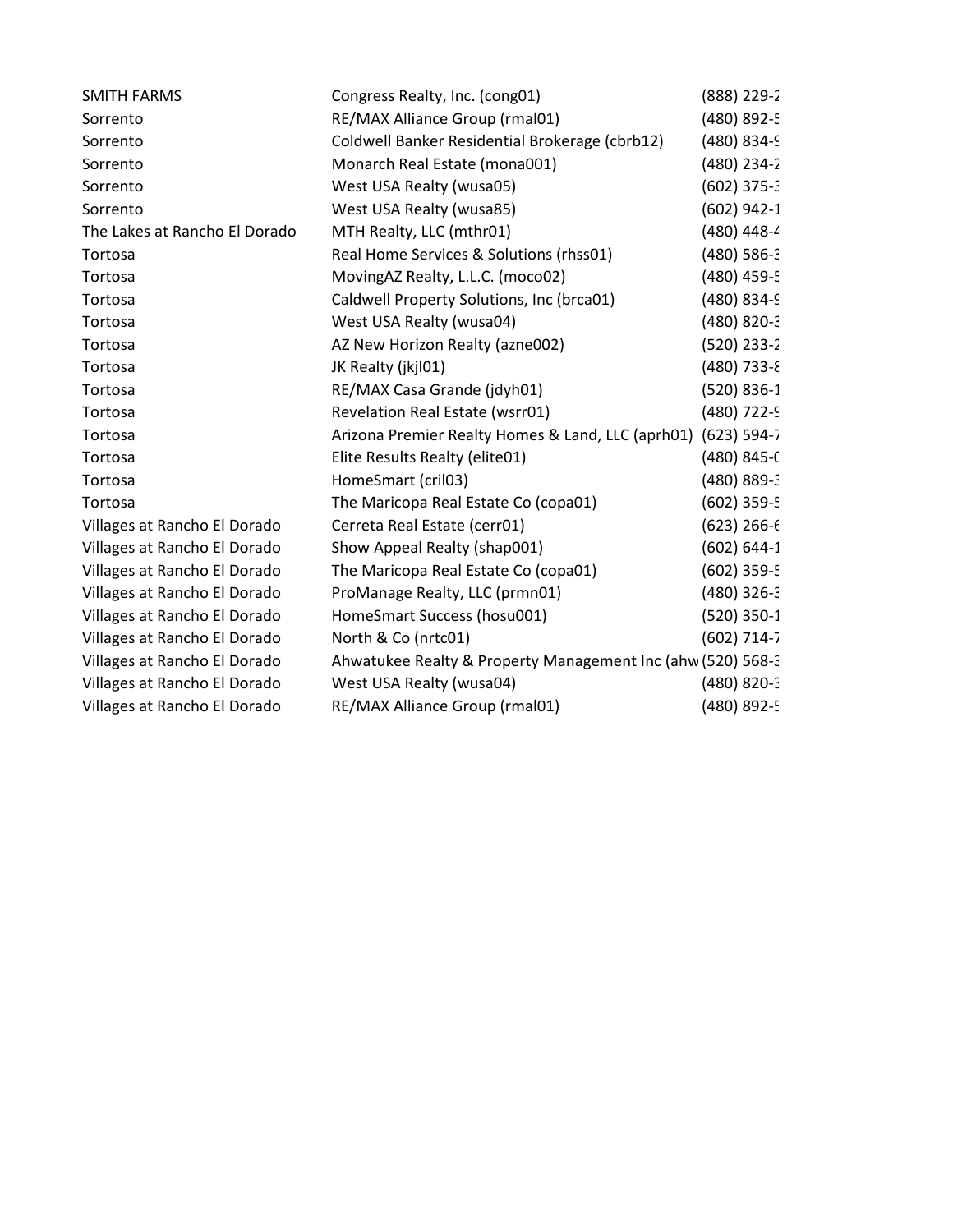| | | |
|---|---|---|
| SMITH FARMS | Congress Realty, Inc. (cong01) | (888) 229-2 |
| Sorrento | RE/MAX Alliance Group (rmal01) | (480) 892-5 |
| Sorrento | Coldwell Banker Residential Brokerage (cbrb12) | (480) 834-9 |
| Sorrento | Monarch Real Estate (mona001) | (480) 234-2 |
| Sorrento | West USA Realty (wusa05) | (602) 375-3 |
| Sorrento | West USA Realty (wusa85) | (602) 942-1 |
| The Lakes at Rancho El Dorado | MTH Realty, LLC (mthr01) | (480) 448-4 |
| Tortosa | Real Home Services & Solutions (rhss01) | (480) 586-3 |
| Tortosa | MovingAZ Realty, L.L.C. (moco02) | (480) 459-5 |
| Tortosa | Caldwell Property Solutions, Inc (brca01) | (480) 834-9 |
| Tortosa | West USA Realty (wusa04) | (480) 820-3 |
| Tortosa | AZ New Horizon Realty (azne002) | (520) 233-2 |
| Tortosa | JK Realty (jkjl01) | (480) 733-8 |
| Tortosa | RE/MAX Casa Grande (jdyh01) | (520) 836-1 |
| Tortosa | Revelation Real Estate (wsrr01) | (480) 722-9 |
| Tortosa | Arizona Premier Realty Homes & Land, LLC (aprh01) | (623) 594-7 |
| Tortosa | Elite Results Realty (elite01) | (480) 845-0 |
| Tortosa | HomeSmart (cril03) | (480) 889-3 |
| Tortosa | The Maricopa Real Estate Co (copa01) | (602) 359-5 |
| Villages at Rancho El Dorado | Cerreta Real Estate (cerr01) | (623) 266-6 |
| Villages at Rancho El Dorado | Show Appeal Realty (shap001) | (602) 644-1 |
| Villages at Rancho El Dorado | The Maricopa Real Estate Co (copa01) | (602) 359-5 |
| Villages at Rancho El Dorado | ProManage Realty, LLC (prmn01) | (480) 326-3 |
| Villages at Rancho El Dorado | HomeSmart Success (hosu001) | (520) 350-1 |
| Villages at Rancho El Dorado | North & Co (nrtc01) | (602) 714-7 |
| Villages at Rancho El Dorado | Ahwatukee Realty & Property Management Inc (ahw | (520) 568-3 |
| Villages at Rancho El Dorado | West USA Realty (wusa04) | (480) 820-3 |
| Villages at Rancho El Dorado | RE/MAX Alliance Group (rmal01) | (480) 892-5 |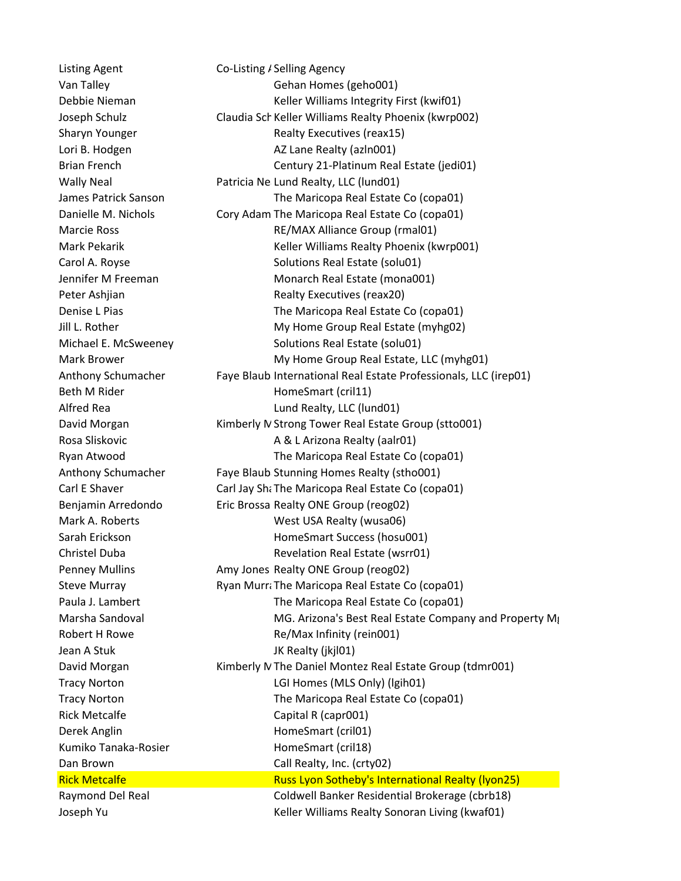| Listing Agent | Co-Listing A | Selling Agency |
|---|---|---|
| Van Talley | | Gehan Homes (geho001) |
| Debbie Nieman | | Keller Williams Integrity First (kwif01) |
| Joseph Schulz | Claudia Sch | Keller Williams Realty Phoenix (kwrp002) |
| Sharyn Younger | | Realty Executives (reax15) |
| Lori B. Hodgen | | AZ Lane Realty (azln001) |
| Brian French | | Century 21-Platinum Real Estate (jedi01) |
| Wally Neal | Patricia Ne | Lund Realty, LLC (lund01) |
| James Patrick Sanson | | The Maricopa Real Estate Co (copa01) |
| Danielle M. Nichols | Cory Adam | The Maricopa Real Estate Co (copa01) |
| Marcie Ross | | RE/MAX Alliance Group (rmal01) |
| Mark Pekarik | | Keller Williams Realty Phoenix (kwrp001) |
| Carol A. Royse | | Solutions Real Estate (solu01) |
| Jennifer M Freeman | | Monarch Real Estate (mona001) |
| Peter Ashjian | | Realty Executives (reax20) |
| Denise L Pias | | The Maricopa Real Estate Co (copa01) |
| Jill L. Rother | | My Home Group Real Estate (myhg02) |
| Michael E. McSweeney | | Solutions Real Estate (solu01) |
| Mark Brower | | My Home Group Real Estate, LLC (myhg01) |
| Anthony Schumacher | Faye Blaub | International Real Estate Professionals, LLC (irep01) |
| Beth M Rider | | HomeSmart (cril11) |
| Alfred Rea | | Lund Realty, LLC (lund01) |
| David Morgan | Kimberly M | Strong Tower Real Estate Group (stto001) |
| Rosa Sliskovic | | A & L Arizona Realty (aalr01) |
| Ryan Atwood | | The Maricopa Real Estate Co (copa01) |
| Anthony Schumacher | Faye Blaub | Stunning Homes Realty (stho001) |
| Carl E Shaver | Carl Jay Sha | The Maricopa Real Estate Co (copa01) |
| Benjamin Arredondo | Eric Brossa | Realty ONE Group (reog02) |
| Mark A. Roberts | | West USA Realty (wusa06) |
| Sarah Erickson | | HomeSmart Success (hosu001) |
| Christel Duba | | Revelation Real Estate (wsrr01) |
| Penney Mullins | Amy Jones | Realty ONE Group (reog02) |
| Steve Murray | Ryan Murra | The Maricopa Real Estate Co (copa01) |
| Paula J. Lambert | | The Maricopa Real Estate Co (copa01) |
| Marsha Sandoval | | MG. Arizona's Best Real Estate Company and Property Mg |
| Robert H Rowe | | Re/Max Infinity (rein001) |
| Jean A Stuk | | JK Realty (jkjl01) |
| David Morgan | Kimberly M | The Daniel Montez Real Estate Group (tdmr001) |
| Tracy Norton | | LGI Homes (MLS Only) (lgih01) |
| Tracy Norton | | The Maricopa Real Estate Co (copa01) |
| Rick Metcalfe | | Capital R (capr001) |
| Derek Anglin | | HomeSmart (cril01) |
| Kumiko Tanaka-Rosier | | HomeSmart (cril18) |
| Dan Brown | | Call Realty, Inc. (crty02) |
| Rick Metcalfe | | Russ Lyon Sotheby's International Realty (lyon25) |
| Raymond Del Real | | Coldwell Banker Residential Brokerage (cbrb18) |
| Joseph Yu | | Keller Williams Realty Sonoran Living (kwaf01) |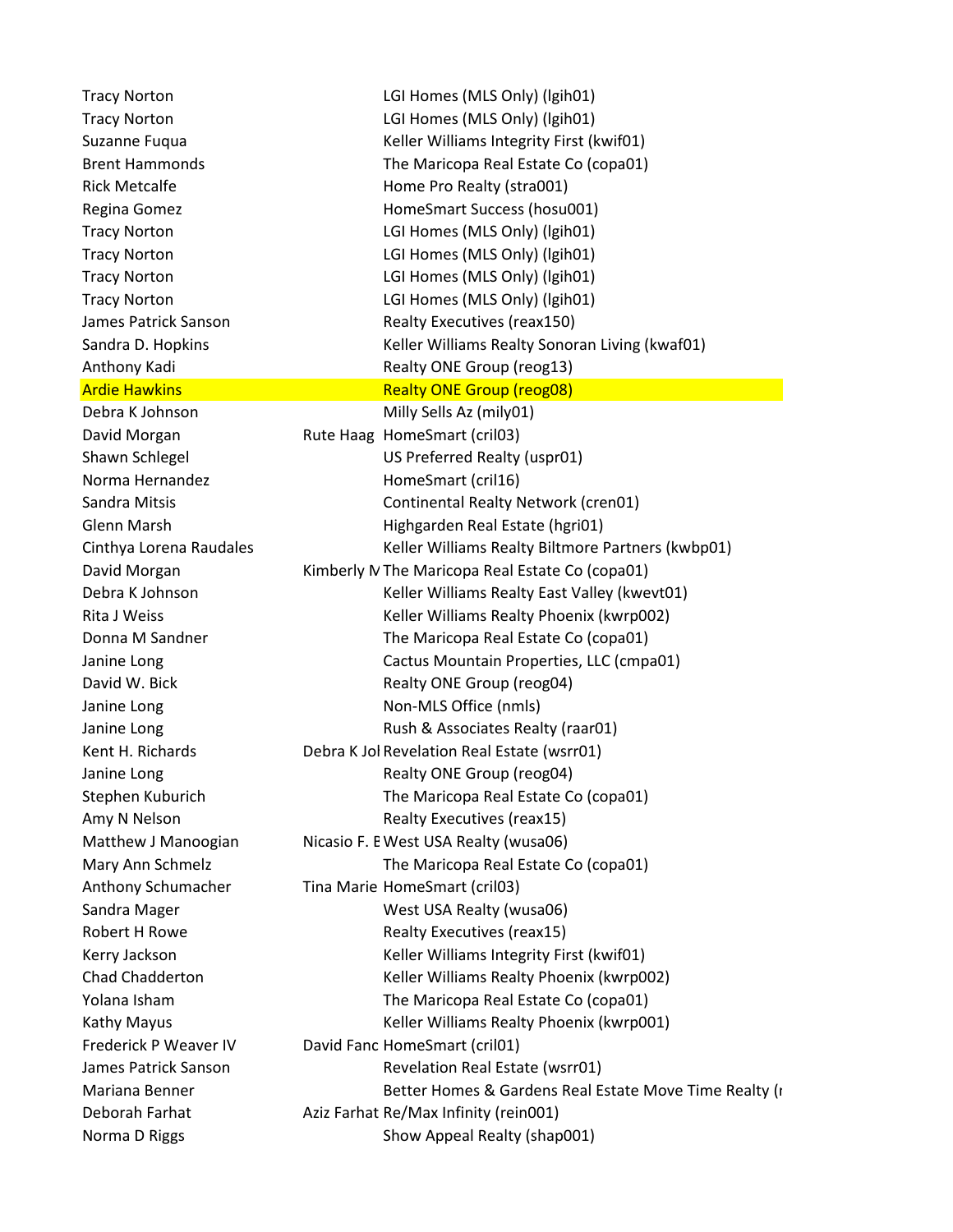| | | |
|---|---|---|
| Tracy Norton | | LGI Homes (MLS Only) (lgih01) |
| Tracy Norton | | LGI Homes (MLS Only) (lgih01) |
| Suzanne Fuqua | | Keller Williams Integrity First (kwif01) |
| Brent Hammonds | | The Maricopa Real Estate Co (copa01) |
| Rick Metcalfe | | Home Pro Realty (stra001) |
| Regina Gomez | | HomeSmart Success (hosu001) |
| Tracy Norton | | LGI Homes (MLS Only) (lgih01) |
| Tracy Norton | | LGI Homes (MLS Only) (lgih01) |
| Tracy Norton | | LGI Homes (MLS Only) (lgih01) |
| Tracy Norton | | LGI Homes (MLS Only) (lgih01) |
| James Patrick Sanson | | Realty Executives (reax150) |
| Sandra D. Hopkins | | Keller Williams Realty Sonoran Living (kwaf01) |
| Anthony Kadi | | Realty ONE Group (reog13) |
| Ardie Hawkins | | Realty ONE Group (reog08) |
| Debra K Johnson | | Milly Sells Az (mily01) |
| David Morgan | Rute Haag | HomeSmart (cril03) |
| Shawn Schlegel | | US Preferred Realty (uspr01) |
| Norma Hernandez | | HomeSmart (cril16) |
| Sandra Mitsis | | Continental Realty Network (cren01) |
| Glenn Marsh | | Highgarden Real Estate (hgri01) |
| Cinthya Lorena Raudales | | Keller Williams Realty Biltmore Partners (kwbp01) |
| David Morgan | Kimberly M | The Maricopa Real Estate Co (copa01) |
| Debra K Johnson | | Keller Williams Realty East Valley (kwevt01) |
| Rita J Weiss | | Keller Williams Realty Phoenix (kwrp002) |
| Donna M Sandner | | The Maricopa Real Estate Co (copa01) |
| Janine Long | | Cactus Mountain Properties, LLC (cmpa01) |
| David W. Bick | | Realty ONE Group (reog04) |
| Janine Long | | Non-MLS Office (nmls) |
| Janine Long | | Rush & Associates Realty (raar01) |
| Kent H. Richards | Debra K Jol | Revelation Real Estate (wsrr01) |
| Janine Long | | Realty ONE Group (reog04) |
| Stephen Kuburich | | The Maricopa Real Estate Co (copa01) |
| Amy N Nelson | | Realty Executives (reax15) |
| Matthew J Manoogian | Nicasio F. E | West USA Realty (wusa06) |
| Mary Ann Schmelz | | The Maricopa Real Estate Co (copa01) |
| Anthony Schumacher | Tina Marie | HomeSmart (cril03) |
| Sandra Mager | | West USA Realty (wusa06) |
| Robert H Rowe | | Realty Executives (reax15) |
| Kerry Jackson | | Keller Williams Integrity First (kwif01) |
| Chad Chadderton | | Keller Williams Realty Phoenix (kwrp002) |
| Yolana Isham | | The Maricopa Real Estate Co (copa01) |
| Kathy Mayus | | Keller Williams Realty Phoenix (kwrp001) |
| Frederick P Weaver IV | David Fanc | HomeSmart (cril01) |
| James Patrick Sanson | | Revelation Real Estate (wsrr01) |
| Mariana Benner | | Better Homes & Gardens Real Estate Move Time Realty (r |
| Deborah Farhat | Aziz Farhat | Re/Max Infinity (rein001) |
| Norma D Riggs | | Show Appeal Realty (shap001) |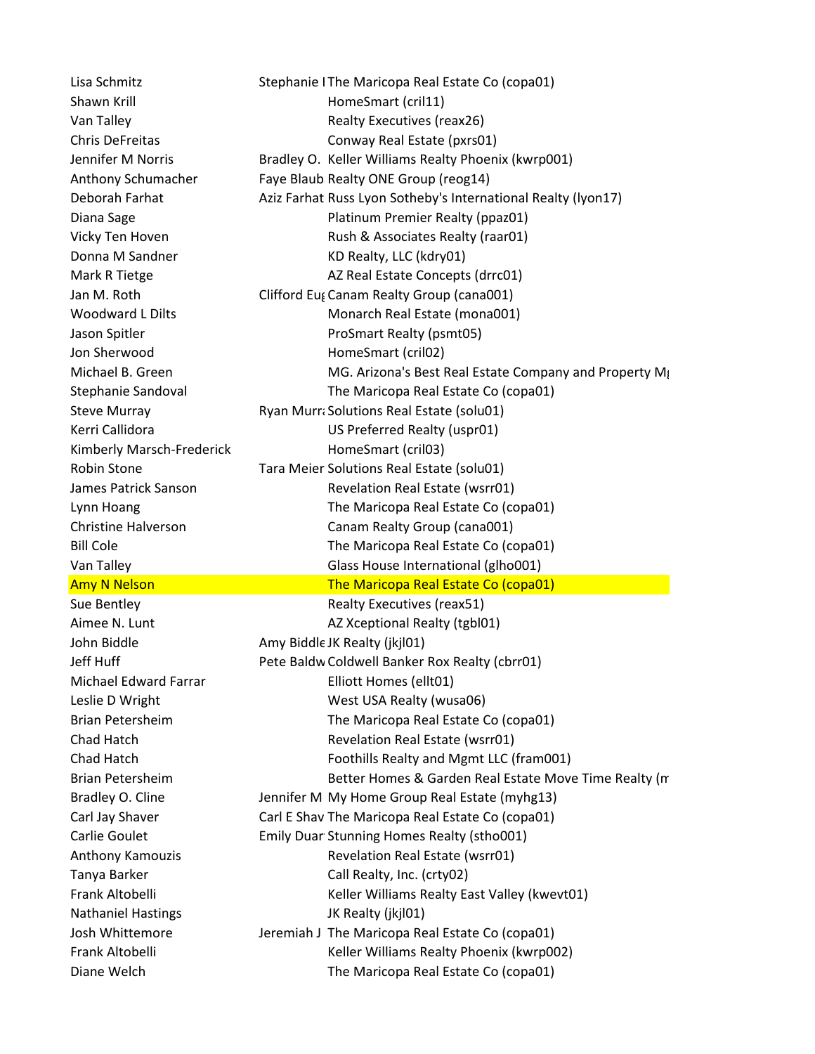| | | |
|---|---|---|
| Lisa Schmitz | Stephanie I | The Maricopa Real Estate Co (copa01) |
| Shawn Krill | | HomeSmart (cril11) |
| Van Talley | | Realty Executives (reax26) |
| Chris DeFreitas | | Conway Real Estate (pxrs01) |
| Jennifer M Norris | Bradley O. | Keller Williams Realty Phoenix (kwrp001) |
| Anthony Schumacher | Faye Blaub | Realty ONE Group (reog14) |
| Deborah Farhat | Aziz Farhat | Russ Lyon Sotheby's International Realty (lyon17) |
| Diana Sage | | Platinum Premier Realty (ppaz01) |
| Vicky Ten Hoven | | Rush & Associates Realty (raar01) |
| Donna M Sandner | | KD Realty, LLC (kdry01) |
| Mark R Tietge | | AZ Real Estate Concepts (drrc01) |
| Jan M. Roth | Clifford Eu | Canam Realty Group (cana001) |
| Woodward L Dilts | | Monarch Real Estate (mona001) |
| Jason Spitler | | ProSmart Realty (psmt05) |
| Jon Sherwood | | HomeSmart (cril02) |
| Michael B. Green | | MG. Arizona's Best Real Estate Company and Property M |
| Stephanie Sandoval | | The Maricopa Real Estate Co (copa01) |
| Steve Murray | Ryan Murr | Solutions Real Estate (solu01) |
| Kerri Callidora | | US Preferred Realty (uspr01) |
| Kimberly Marsch-Frederick | | HomeSmart (cril03) |
| Robin Stone | Tara Meier | Solutions Real Estate (solu01) |
| James Patrick Sanson | | Revelation Real Estate (wsrr01) |
| Lynn Hoang | | The Maricopa Real Estate Co (copa01) |
| Christine Halverson | | Canam Realty Group (cana001) |
| Bill Cole | | The Maricopa Real Estate Co (copa01) |
| Van Talley | | Glass House International (glho001) |
| Amy N Nelson | | The Maricopa Real Estate Co (copa01) |
| Sue Bentley | | Realty Executives (reax51) |
| Aimee N. Lunt | | AZ Xceptional Realty (tgbl01) |
| John Biddle | Amy Biddle | JK Realty (jkjl01) |
| Jeff Huff | Pete Baldw | Coldwell Banker Rox Realty (cbrr01) |
| Michael Edward Farrar | | Elliott Homes (ellt01) |
| Leslie D Wright | | West USA Realty (wusa06) |
| Brian Petersheim | | The Maricopa Real Estate Co (copa01) |
| Chad Hatch | | Revelation Real Estate (wsrr01) |
| Chad Hatch | | Foothills Realty and Mgmt LLC (fram001) |
| Brian Petersheim | | Better Homes & Garden Real Estate Move Time Realty (m |
| Bradley O. Cline | Jennifer M | My Home Group Real Estate (myhg13) |
| Carl Jay Shaver | Carl E Shav | The Maricopa Real Estate Co (copa01) |
| Carlie Goulet | Emily Duar | Stunning Homes Realty (stho001) |
| Anthony Kamouzis | | Revelation Real Estate (wsrr01) |
| Tanya Barker | | Call Realty, Inc. (crty02) |
| Frank Altobelli | | Keller Williams Realty East Valley (kwevt01) |
| Nathaniel Hastings | | JK Realty (jkjl01) |
| Josh Whittemore | Jeremiah J | The Maricopa Real Estate Co (copa01) |
| Frank Altobelli | | Keller Williams Realty Phoenix (kwrp002) |
| Diane Welch | | The Maricopa Real Estate Co (copa01) |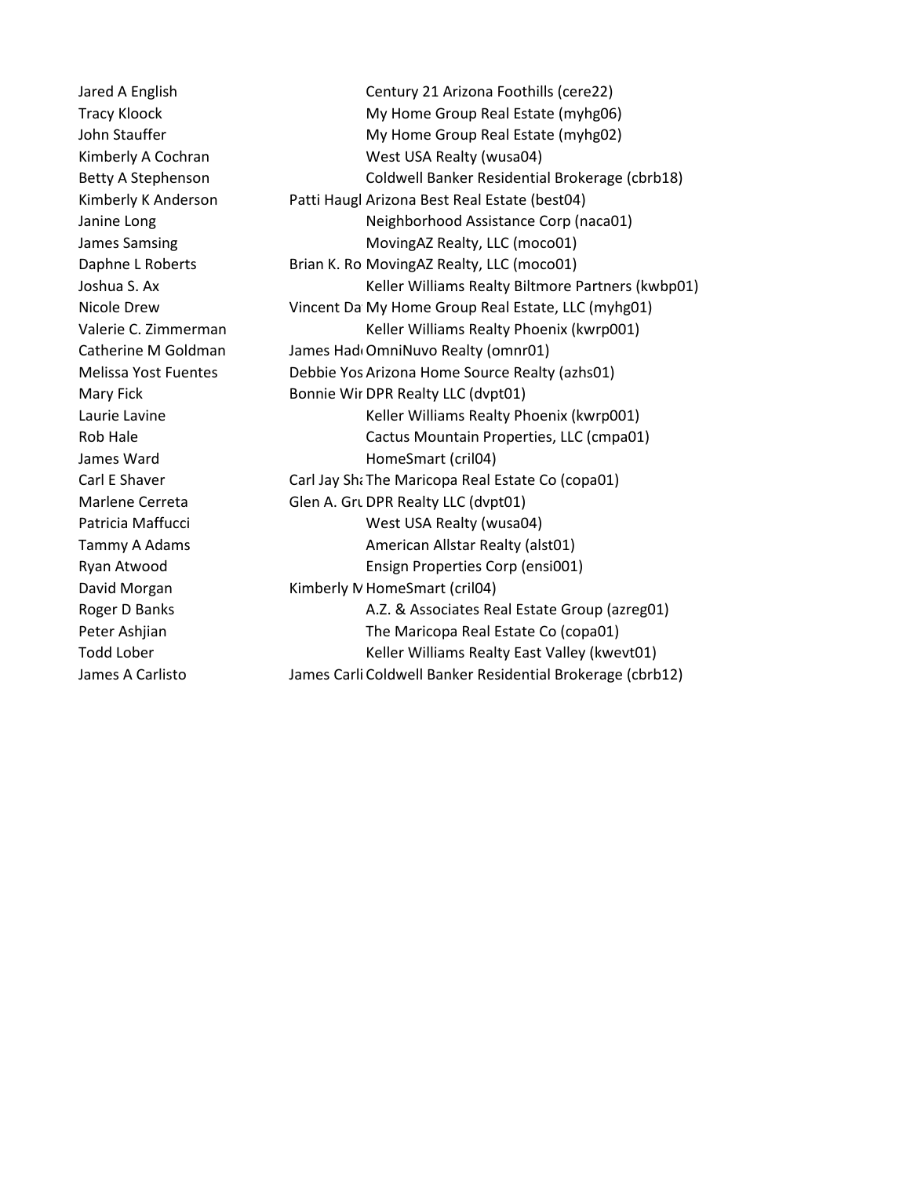| | | |
|---|---|---|
| Jared A English | | Century 21 Arizona Foothills (cere22) |
| Tracy Kloock | | My Home Group Real Estate (myhg06) |
| John Stauffer | | My Home Group Real Estate (myhg02) |
| Kimberly A Cochran | | West USA Realty (wusa04) |
| Betty A Stephenson | | Coldwell Banker Residential Brokerage (cbrb18) |
| Kimberly K Anderson | Patti Haugl | Arizona Best Real Estate (best04) |
| Janine Long | | Neighborhood Assistance Corp (naca01) |
| James Samsing | | MovingAZ Realty, LLC (moco01) |
| Daphne L Roberts | Brian K. Ro | MovingAZ Realty, LLC (moco01) |
| Joshua S. Ax | | Keller Williams Realty Biltmore Partners (kwbp01) |
| Nicole Drew | Vincent Da | My Home Group Real Estate, LLC (myhg01) |
| Valerie C. Zimmerman | | Keller Williams Realty Phoenix (kwrp001) |
| Catherine M Goldman | James Hadı | OmniNuvo Realty (omnr01) |
| Melissa Yost Fuentes | Debbie Yos | Arizona Home Source Realty (azhs01) |
| Mary Fick | Bonnie Wir | DPR Realty LLC (dvpt01) |
| Laurie Lavine | | Keller Williams Realty Phoenix (kwrp001) |
| Rob Hale | | Cactus Mountain Properties, LLC (cmpa01) |
| James Ward | | HomeSmart (cril04) |
| Carl E Shaver | Carl Jay Sha | The Maricopa Real Estate Co (copa01) |
| Marlene Cerreta | Glen A. Gru | DPR Realty LLC (dvpt01) |
| Patricia Maffucci | | West USA Realty (wusa04) |
| Tammy A Adams | | American Allstar Realty (alst01) |
| Ryan Atwood | | Ensign Properties Corp (ensi001) |
| David Morgan | Kimberly M | HomeSmart (cril04) |
| Roger D Banks | | A.Z. & Associates Real Estate Group (azreg01) |
| Peter Ashjian | | The Maricopa Real Estate Co (copa01) |
| Todd Lober | | Keller Williams Realty East Valley (kwevt01) |
| James A Carlisto | James Carli | Coldwell Banker Residential Brokerage (cbrb12) |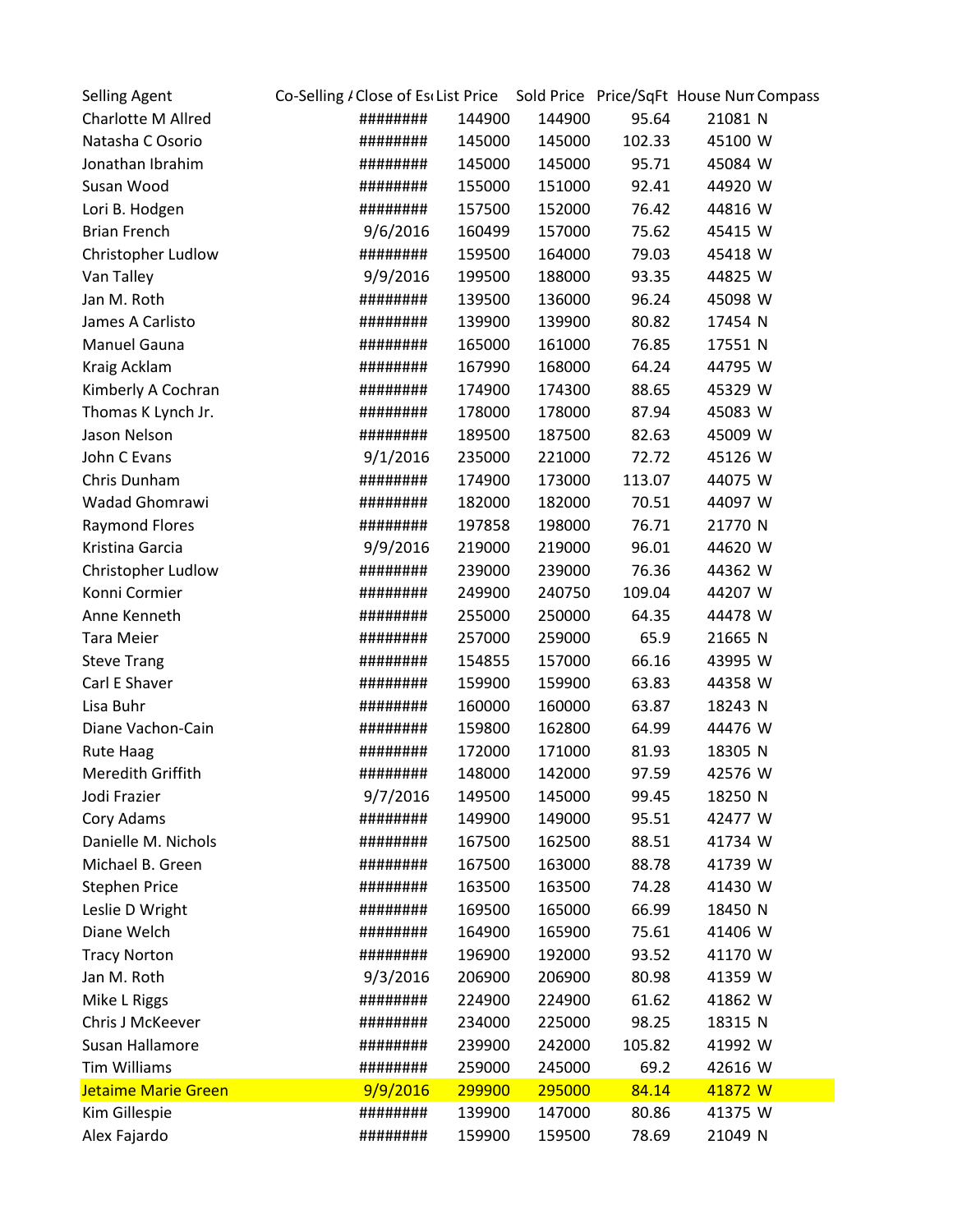| Selling Agent | Co-Selling A | Close of Es | List Price | Sold Price | Price/SqFt | House Num | Compass |
|---|---|---|---|---|---|---|---|
| Charlotte M Allred | | ######## | 144900 | 144900 | 95.64 | 21081 | N |
| Natasha C Osorio | | ######## | 145000 | 145000 | 102.33 | 45100 | W |
| Jonathan Ibrahim | | ######## | 145000 | 145000 | 95.71 | 45084 | W |
| Susan Wood | | ######## | 155000 | 151000 | 92.41 | 44920 | W |
| Lori B. Hodgen | | ######## | 157500 | 152000 | 76.42 | 44816 | W |
| Brian French | | 9/6/2016 | 160499 | 157000 | 75.62 | 45415 | W |
| Christopher Ludlow | | ######## | 159500 | 164000 | 79.03 | 45418 | W |
| Van Talley | | 9/9/2016 | 199500 | 188000 | 93.35 | 44825 | W |
| Jan M. Roth | | ######## | 139500 | 136000 | 96.24 | 45098 | W |
| James A Carlisto | | ######## | 139900 | 139900 | 80.82 | 17454 | N |
| Manuel Gauna | | ######## | 165000 | 161000 | 76.85 | 17551 | N |
| Kraig Acklam | | ######## | 167990 | 168000 | 64.24 | 44795 | W |
| Kimberly A Cochran | | ######## | 174900 | 174300 | 88.65 | 45329 | W |
| Thomas K Lynch Jr. | | ######## | 178000 | 178000 | 87.94 | 45083 | W |
| Jason Nelson | | ######## | 189500 | 187500 | 82.63 | 45009 | W |
| John C Evans | | 9/1/2016 | 235000 | 221000 | 72.72 | 45126 | W |
| Chris Dunham | | ######## | 174900 | 173000 | 113.07 | 44075 | W |
| Wadad Ghomrawi | | ######## | 182000 | 182000 | 70.51 | 44097 | W |
| Raymond Flores | | ######## | 197858 | 198000 | 76.71 | 21770 | N |
| Kristina Garcia | | 9/9/2016 | 219000 | 219000 | 96.01 | 44620 | W |
| Christopher Ludlow | | ######## | 239000 | 239000 | 76.36 | 44362 | W |
| Konni Cormier | | ######## | 249900 | 240750 | 109.04 | 44207 | W |
| Anne Kenneth | | ######## | 255000 | 250000 | 64.35 | 44478 | W |
| Tara Meier | | ######## | 257000 | 259000 | 65.9 | 21665 | N |
| Steve Trang | | ######## | 154855 | 157000 | 66.16 | 43995 | W |
| Carl E Shaver | | ######## | 159900 | 159900 | 63.83 | 44358 | W |
| Lisa Buhr | | ######## | 160000 | 160000 | 63.87 | 18243 | N |
| Diane Vachon-Cain | | ######## | 159800 | 162800 | 64.99 | 44476 | W |
| Rute Haag | | ######## | 172000 | 171000 | 81.93 | 18305 | N |
| Meredith Griffith | | ######## | 148000 | 142000 | 97.59 | 42576 | W |
| Jodi Frazier | | 9/7/2016 | 149500 | 145000 | 99.45 | 18250 | N |
| Cory Adams | | ######## | 149900 | 149000 | 95.51 | 42477 | W |
| Danielle M. Nichols | | ######## | 167500 | 162500 | 88.51 | 41734 | W |
| Michael B. Green | | ######## | 167500 | 163000 | 88.78 | 41739 | W |
| Stephen Price | | ######## | 163500 | 163500 | 74.28 | 41430 | W |
| Leslie D Wright | | ######## | 169500 | 165000 | 66.99 | 18450 | N |
| Diane Welch | | ######## | 164900 | 165900 | 75.61 | 41406 | W |
| Tracy Norton | | ######## | 196900 | 192000 | 93.52 | 41170 | W |
| Jan M. Roth | | 9/3/2016 | 206900 | 206900 | 80.98 | 41359 | W |
| Mike L Riggs | | ######## | 224900 | 224900 | 61.62 | 41862 | W |
| Chris J McKeever | | ######## | 234000 | 225000 | 98.25 | 18315 | N |
| Susan Hallamore | | ######## | 239900 | 242000 | 105.82 | 41992 | W |
| Tim Williams | | ######## | 259000 | 245000 | 69.2 | 42616 | W |
| Jetaime Marie Green | | 9/9/2016 | 299900 | 295000 | 84.14 | 41872 | W |
| Kim Gillespie | | ######## | 139900 | 147000 | 80.86 | 41375 | W |
| Alex Fajardo | | ######## | 159900 | 159500 | 78.69 | 21049 | N |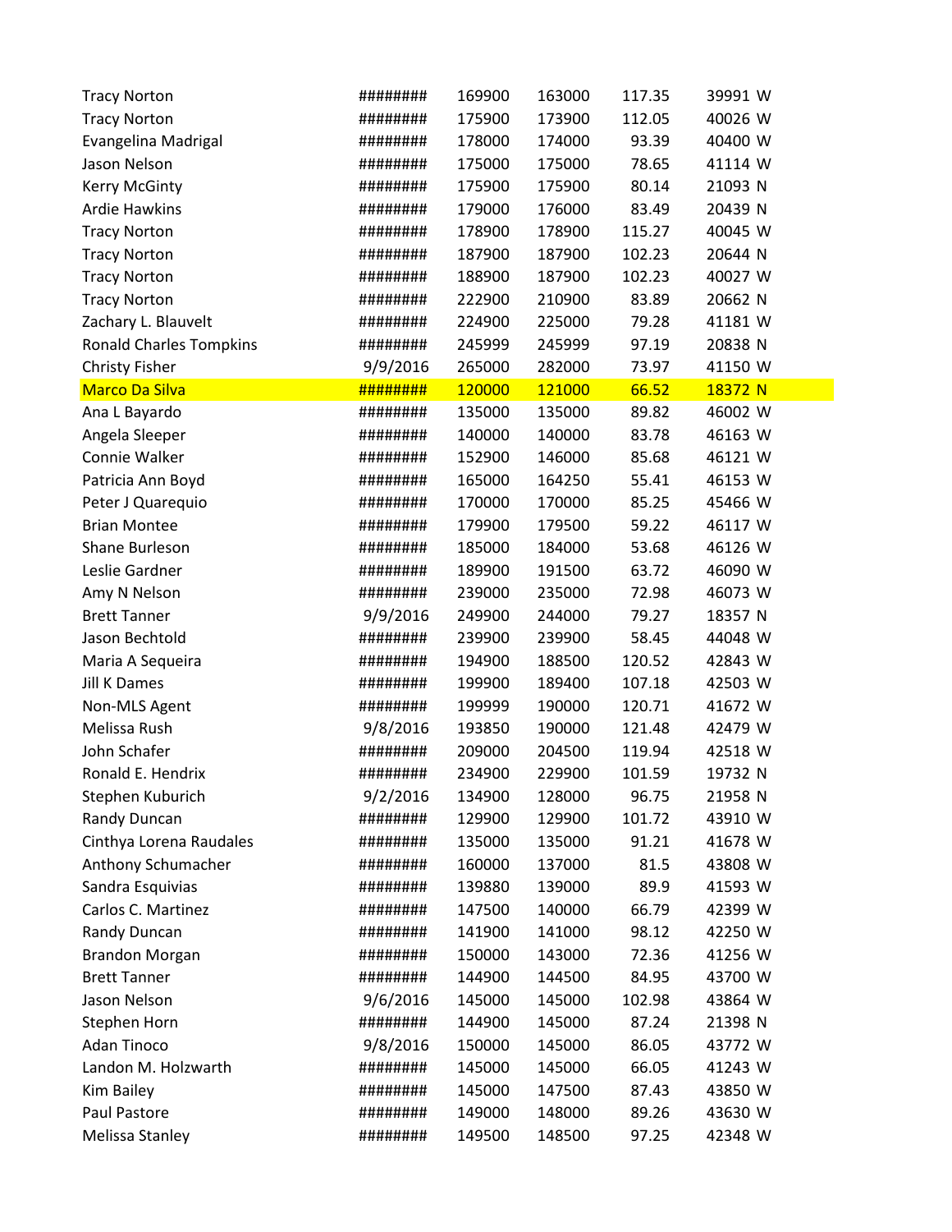| | | | | | | |
|---|---|---|---|---|---|---|
| Tracy Norton | ######## | 169900 | 163000 | 117.35 | 39991 | W |
| Tracy Norton | ######## | 175900 | 173900 | 112.05 | 40026 | W |
| Evangelina Madrigal | ######## | 178000 | 174000 | 93.39 | 40400 | W |
| Jason Nelson | ######## | 175000 | 175000 | 78.65 | 41114 | W |
| Kerry McGinty | ######## | 175900 | 175900 | 80.14 | 21093 | N |
| Ardie Hawkins | ######## | 179000 | 176000 | 83.49 | 20439 | N |
| Tracy Norton | ######## | 178900 | 178900 | 115.27 | 40045 | W |
| Tracy Norton | ######## | 187900 | 187900 | 102.23 | 20644 | N |
| Tracy Norton | ######## | 188900 | 187900 | 102.23 | 40027 | W |
| Tracy Norton | ######## | 222900 | 210900 | 83.89 | 20662 | N |
| Zachary L. Blauvelt | ######## | 224900 | 225000 | 79.28 | 41181 | W |
| Ronald Charles Tompkins | ######## | 245999 | 245999 | 97.19 | 20838 | N |
| Christy Fisher | 9/9/2016 | 265000 | 282000 | 73.97 | 41150 | W |
| Marco Da Silva | ######## | 120000 | 121000 | 66.52 | 18372 | N |
| Ana L Bayardo | ######## | 135000 | 135000 | 89.82 | 46002 | W |
| Angela Sleeper | ######## | 140000 | 140000 | 83.78 | 46163 | W |
| Connie Walker | ######## | 152900 | 146000 | 85.68 | 46121 | W |
| Patricia Ann Boyd | ######## | 165000 | 164250 | 55.41 | 46153 | W |
| Peter J Quarequio | ######## | 170000 | 170000 | 85.25 | 45466 | W |
| Brian Montee | ######## | 179900 | 179500 | 59.22 | 46117 | W |
| Shane Burleson | ######## | 185000 | 184000 | 53.68 | 46126 | W |
| Leslie Gardner | ######## | 189900 | 191500 | 63.72 | 46090 | W |
| Amy N Nelson | ######## | 239000 | 235000 | 72.98 | 46073 | W |
| Brett Tanner | 9/9/2016 | 249900 | 244000 | 79.27 | 18357 | N |
| Jason Bechtold | ######## | 239900 | 239900 | 58.45 | 44048 | W |
| Maria A Sequeira | ######## | 194900 | 188500 | 120.52 | 42843 | W |
| Jill K Dames | ######## | 199900 | 189400 | 107.18 | 42503 | W |
| Non-MLS Agent | ######## | 199999 | 190000 | 120.71 | 41672 | W |
| Melissa Rush | 9/8/2016 | 193850 | 190000 | 121.48 | 42479 | W |
| John Schafer | ######## | 209000 | 204500 | 119.94 | 42518 | W |
| Ronald E. Hendrix | ######## | 234900 | 229900 | 101.59 | 19732 | N |
| Stephen Kuburich | 9/2/2016 | 134900 | 128000 | 96.75 | 21958 | N |
| Randy Duncan | ######## | 129900 | 129900 | 101.72 | 43910 | W |
| Cinthya Lorena Raudales | ######## | 135000 | 135000 | 91.21 | 41678 | W |
| Anthony Schumacher | ######## | 160000 | 137000 | 81.5 | 43808 | W |
| Sandra Esquivias | ######## | 139880 | 139000 | 89.9 | 41593 | W |
| Carlos C. Martinez | ######## | 147500 | 140000 | 66.79 | 42399 | W |
| Randy Duncan | ######## | 141900 | 141000 | 98.12 | 42250 | W |
| Brandon Morgan | ######## | 150000 | 143000 | 72.36 | 41256 | W |
| Brett Tanner | ######## | 144900 | 144500 | 84.95 | 43700 | W |
| Jason Nelson | 9/6/2016 | 145000 | 145000 | 102.98 | 43864 | W |
| Stephen Horn | ######## | 144900 | 145000 | 87.24 | 21398 | N |
| Adan Tinoco | 9/8/2016 | 150000 | 145000 | 86.05 | 43772 | W |
| Landon M. Holzwarth | ######## | 145000 | 145000 | 66.05 | 41243 | W |
| Kim Bailey | ######## | 145000 | 147500 | 87.43 | 43850 | W |
| Paul Pastore | ######## | 149000 | 148000 | 89.26 | 43630 | W |
| Melissa Stanley | ######## | 149500 | 148500 | 97.25 | 42348 | W |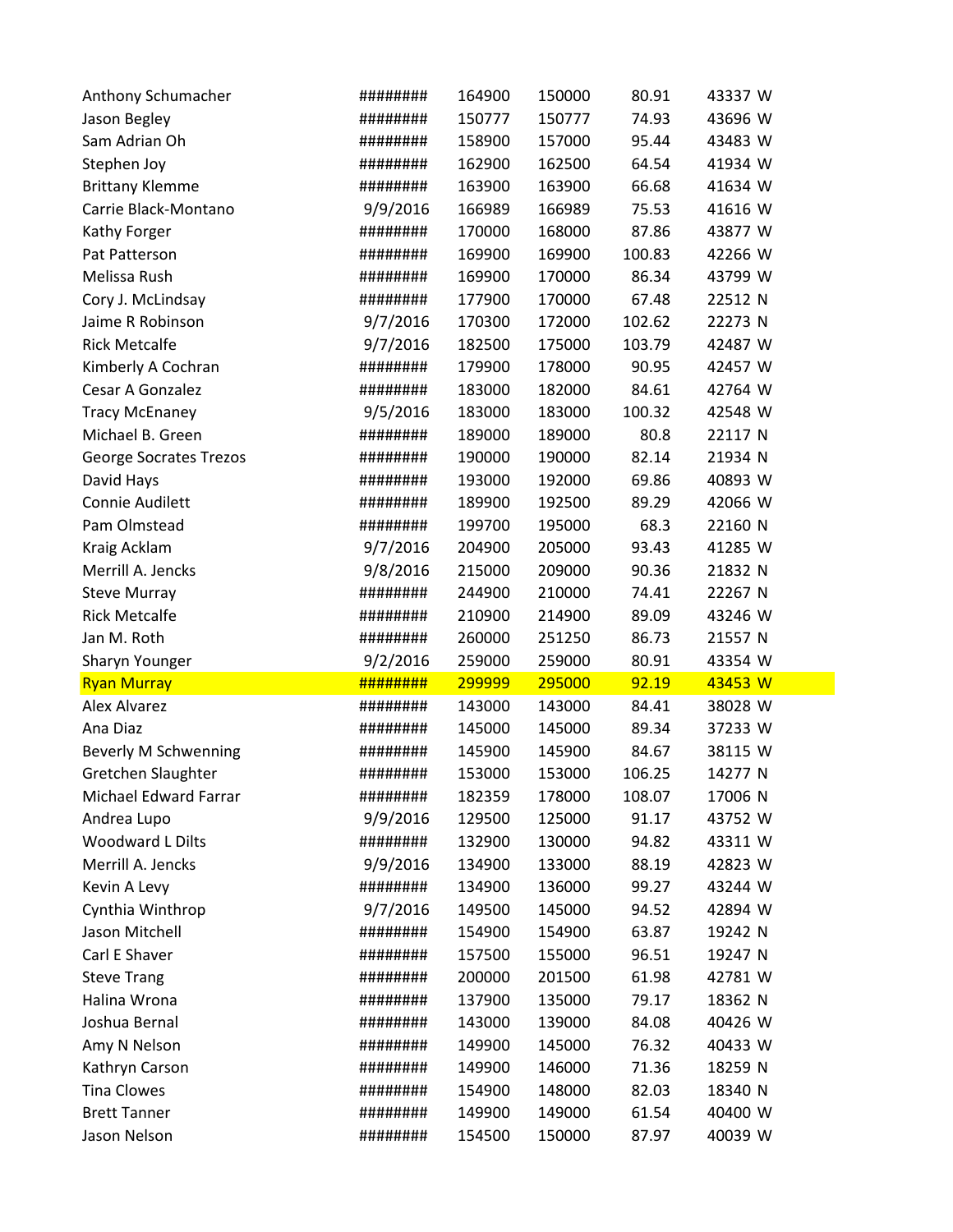| | | | | | | |
|---|---|---|---|---|---|---|
| Anthony Schumacher | ######## | 164900 | 150000 | 80.91 | 43337 | W |
| Jason Begley | ######## | 150777 | 150777 | 74.93 | 43696 | W |
| Sam Adrian Oh | ######## | 158900 | 157000 | 95.44 | 43483 | W |
| Stephen Joy | ######## | 162900 | 162500 | 64.54 | 41934 | W |
| Brittany Klemme | ######## | 163900 | 163900 | 66.68 | 41634 | W |
| Carrie Black-Montano | 9/9/2016 | 166989 | 166989 | 75.53 | 41616 | W |
| Kathy Forger | ######## | 170000 | 168000 | 87.86 | 43877 | W |
| Pat Patterson | ######## | 169900 | 169900 | 100.83 | 42266 | W |
| Melissa Rush | ######## | 169900 | 170000 | 86.34 | 43799 | W |
| Cory J. McLindsay | ######## | 177900 | 170000 | 67.48 | 22512 | N |
| Jaime R Robinson | 9/7/2016 | 170300 | 172000 | 102.62 | 22273 | N |
| Rick Metcalfe | 9/7/2016 | 182500 | 175000 | 103.79 | 42487 | W |
| Kimberly A Cochran | ######## | 179900 | 178000 | 90.95 | 42457 | W |
| Cesar A Gonzalez | ######## | 183000 | 182000 | 84.61 | 42764 | W |
| Tracy McEnaney | 9/5/2016 | 183000 | 183000 | 100.32 | 42548 | W |
| Michael B. Green | ######## | 189000 | 189000 | 80.8 | 22117 | N |
| George Socrates Trezos | ######## | 190000 | 190000 | 82.14 | 21934 | N |
| David Hays | ######## | 193000 | 192000 | 69.86 | 40893 | W |
| Connie Audilett | ######## | 189900 | 192500 | 89.29 | 42066 | W |
| Pam Olmstead | ######## | 199700 | 195000 | 68.3 | 22160 | N |
| Kraig Acklam | 9/7/2016 | 204900 | 205000 | 93.43 | 41285 | W |
| Merrill A. Jencks | 9/8/2016 | 215000 | 209000 | 90.36 | 21832 | N |
| Steve Murray | ######## | 244900 | 210000 | 74.41 | 22267 | N |
| Rick Metcalfe | ######## | 210900 | 214900 | 89.09 | 43246 | W |
| Jan M. Roth | ######## | 260000 | 251250 | 86.73 | 21557 | N |
| Sharyn Younger | 9/2/2016 | 259000 | 259000 | 80.91 | 43354 | W |
| Ryan Murray | ######## | 299999 | 295000 | 92.19 | 43453 | W |
| Alex Alvarez | ######## | 143000 | 143000 | 84.41 | 38028 | W |
| Ana Diaz | ######## | 145000 | 145000 | 89.34 | 37233 | W |
| Beverly M Schwenning | ######## | 145900 | 145900 | 84.67 | 38115 | W |
| Gretchen Slaughter | ######## | 153000 | 153000 | 106.25 | 14277 | N |
| Michael Edward Farrar | ######## | 182359 | 178000 | 108.07 | 17006 | N |
| Andrea Lupo | 9/9/2016 | 129500 | 125000 | 91.17 | 43752 | W |
| Woodward L Dilts | ######## | 132900 | 130000 | 94.82 | 43311 | W |
| Merrill A. Jencks | 9/9/2016 | 134900 | 133000 | 88.19 | 42823 | W |
| Kevin A Levy | ######## | 134900 | 136000 | 99.27 | 43244 | W |
| Cynthia Winthrop | 9/7/2016 | 149500 | 145000 | 94.52 | 42894 | W |
| Jason Mitchell | ######## | 154900 | 154900 | 63.87 | 19242 | N |
| Carl E Shaver | ######## | 157500 | 155000 | 96.51 | 19247 | N |
| Steve Trang | ######## | 200000 | 201500 | 61.98 | 42781 | W |
| Halina Wrona | ######## | 137900 | 135000 | 79.17 | 18362 | N |
| Joshua Bernal | ######## | 143000 | 139000 | 84.08 | 40426 | W |
| Amy N Nelson | ######## | 149900 | 145000 | 76.32 | 40433 | W |
| Kathryn Carson | ######## | 149900 | 146000 | 71.36 | 18259 | N |
| Tina Clowes | ######## | 154900 | 148000 | 82.03 | 18340 | N |
| Brett Tanner | ######## | 149900 | 149000 | 61.54 | 40400 | W |
| Jason Nelson | ######## | 154500 | 150000 | 87.97 | 40039 | W |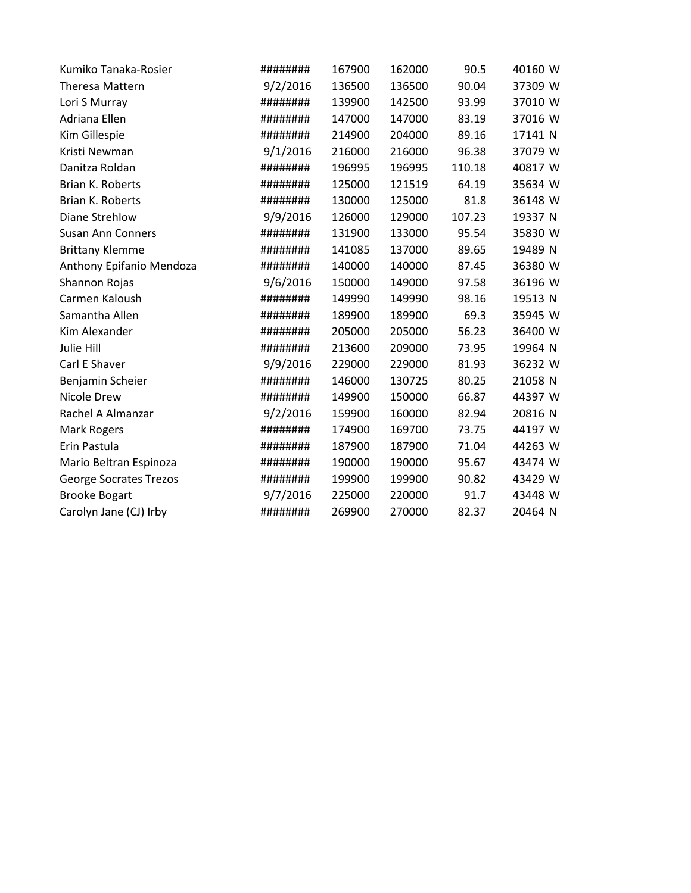| | | | | | | |
|---|---|---|---|---|---|---|
| Kumiko Tanaka-Rosier | ######## | 167900 | 162000 | 90.5 | 40160 | W |
| Theresa Mattern | 9/2/2016 | 136500 | 136500 | 90.04 | 37309 | W |
| Lori S Murray | ######## | 139900 | 142500 | 93.99 | 37010 | W |
| Adriana Ellen | ######## | 147000 | 147000 | 83.19 | 37016 | W |
| Kim Gillespie | ######## | 214900 | 204000 | 89.16 | 17141 | N |
| Kristi Newman | 9/1/2016 | 216000 | 216000 | 96.38 | 37079 | W |
| Danitza Roldan | ######## | 196995 | 196995 | 110.18 | 40817 | W |
| Brian K. Roberts | ######## | 125000 | 121519 | 64.19 | 35634 | W |
| Brian K. Roberts | ######## | 130000 | 125000 | 81.8 | 36148 | W |
| Diane Strehlow | 9/9/2016 | 126000 | 129000 | 107.23 | 19337 | N |
| Susan Ann Conners | ######## | 131900 | 133000 | 95.54 | 35830 | W |
| Brittany Klemme | ######## | 141085 | 137000 | 89.65 | 19489 | N |
| Anthony Epifanio Mendoza | ######## | 140000 | 140000 | 87.45 | 36380 | W |
| Shannon Rojas | 9/6/2016 | 150000 | 149000 | 97.58 | 36196 | W |
| Carmen Kaloush | ######## | 149990 | 149990 | 98.16 | 19513 | N |
| Samantha Allen | ######## | 189900 | 189900 | 69.3 | 35945 | W |
| Kim Alexander | ######## | 205000 | 205000 | 56.23 | 36400 | W |
| Julie Hill | ######## | 213600 | 209000 | 73.95 | 19964 | N |
| Carl E Shaver | 9/9/2016 | 229000 | 229000 | 81.93 | 36232 | W |
| Benjamin Scheier | ######## | 146000 | 130725 | 80.25 | 21058 | N |
| Nicole Drew | ######## | 149900 | 150000 | 66.87 | 44397 | W |
| Rachel A Almanzar | 9/2/2016 | 159900 | 160000 | 82.94 | 20816 | N |
| Mark Rogers | ######## | 174900 | 169700 | 73.75 | 44197 | W |
| Erin Pastula | ######## | 187900 | 187900 | 71.04 | 44263 | W |
| Mario Beltran Espinoza | ######## | 190000 | 190000 | 95.67 | 43474 | W |
| George Socrates Trezos | ######## | 199900 | 199900 | 90.82 | 43429 | W |
| Brooke Bogart | 9/7/2016 | 225000 | 220000 | 91.7 | 43448 | W |
| Carolyn Jane (CJ) Irby | ######## | 269900 | 270000 | 82.37 | 20464 | N |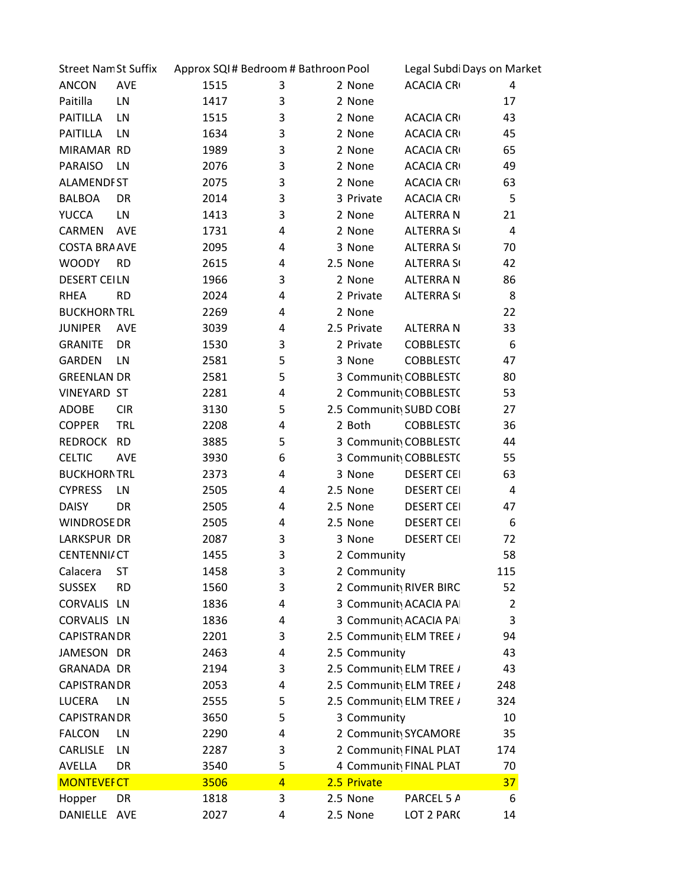| Street Nam | St Suffix | Approx SQI | # Bedroom | # Bathroon | Pool | Legal Subdi | Days on Market |
|---|---|---|---|---|---|---|---|
| ANCON | AVE | 1515 | 3 | 2 | None | ACACIA CR( | 4 |
| Paitilla | LN | 1417 | 3 | 2 | None | | 17 |
| PAITILLA | LN | 1515 | 3 | 2 | None | ACACIA CR( | 43 |
| PAITILLA | LN | 1634 | 3 | 2 | None | ACACIA CR( | 45 |
| MIRAMAR | RD | 1989 | 3 | 2 | None | ACACIA CR( | 65 |
| PARAISO | LN | 2076 | 3 | 2 | None | ACACIA CR( | 49 |
| ALAMENDI | ST | 2075 | 3 | 2 | None | ACACIA CR( | 63 |
| BALBOA | DR | 2014 | 3 | 3 | Private | ACACIA CR( | 5 |
| YUCCA | LN | 1413 | 3 | 2 | None | ALTERRA N | 21 |
| CARMEN | AVE | 1731 | 4 | 2 | None | ALTERRA S( | 4 |
| COSTA BRA | AVE | 2095 | 4 | 3 | None | ALTERRA S( | 70 |
| WOODY | RD | 2615 | 4 | 2.5 | None | ALTERRA S( | 42 |
| DESERT CEI | LN | 1966 | 3 | 2 | None | ALTERRA N | 86 |
| RHEA | RD | 2024 | 4 | 2 | Private | ALTERRA S( | 8 |
| BUCKHORN | TRL | 2269 | 4 | 2 | None | | 22 |
| JUNIPER | AVE | 3039 | 4 | 2.5 | Private | ALTERRA N | 33 |
| GRANITE | DR | 1530 | 3 | 2 | Private | COBBLESTC | 6 |
| GARDEN | LN | 2581 | 5 | 3 | None | COBBLESTC | 47 |
| GREENLAN | DR | 2581 | 5 | 3 | Community | COBBLESTC | 80 |
| VINEYARD | ST | 2281 | 4 | 2 | Community | COBBLESTC | 53 |
| ADOBE | CIR | 3130 | 5 | 2.5 | Community | SUBD COBI | 27 |
| COPPER | TRL | 2208 | 4 | 2 | Both | COBBLESTC | 36 |
| REDROCK | RD | 3885 | 5 | 3 | Community | COBBLESTC | 44 |
| CELTIC | AVE | 3930 | 6 | 3 | Community | COBBLESTC | 55 |
| BUCKHORN | TRL | 2373 | 4 | 3 | None | DESERT CEI | 63 |
| CYPRESS | LN | 2505 | 4 | 2.5 | None | DESERT CEI | 4 |
| DAISY | DR | 2505 | 4 | 2.5 | None | DESERT CEI | 47 |
| WINDROSE | DR | 2505 | 4 | 2.5 | None | DESERT CEI | 6 |
| LARKSPUR | DR | 2087 | 3 | 3 | None | DESERT CEI | 72 |
| CENTENNI/ | CT | 1455 | 3 | 2 | Community | | 58 |
| Calacera | ST | 1458 | 3 | 2 | Community | | 115 |
| SUSSEX | RD | 1560 | 3 | 2 | Community | RIVER BIRC | 52 |
| CORVALIS | LN | 1836 | 4 | 3 | Community | ACACIA PAI | 2 |
| CORVALIS | LN | 1836 | 4 | 3 | Community | ACACIA PAI | 3 |
| CAPISTRAN | DR | 2201 | 3 | 2.5 | Community | ELM TREE / | 94 |
| JAMESON | DR | 2463 | 4 | 2.5 | Community | | 43 |
| GRANADA | DR | 2194 | 3 | 2.5 | Community | ELM TREE / | 43 |
| CAPISTRAN | DR | 2053 | 4 | 2.5 | Community | ELM TREE / | 248 |
| LUCERA | LN | 2555 | 5 | 2.5 | Community | ELM TREE / | 324 |
| CAPISTRAN | DR | 3650 | 5 | 3 | Community | | 10 |
| FALCON | LN | 2290 | 4 | 2 | Community | SYCAMORE | 35 |
| CARLISLE | LN | 2287 | 3 | 2 | Community | FINAL PLAT | 174 |
| AVELLA | DR | 3540 | 5 | 4 | Community | FINAL PLAT | 70 |
| MONTEVEF | CT | 3506 | 4 | 2.5 | Private | | 37 |
| Hopper | DR | 1818 | 3 | 2.5 | None | PARCEL 5 A | 6 |
| DANIELLE | AVE | 2027 | 4 | 2.5 | None | LOT 2 PAR( | 14 |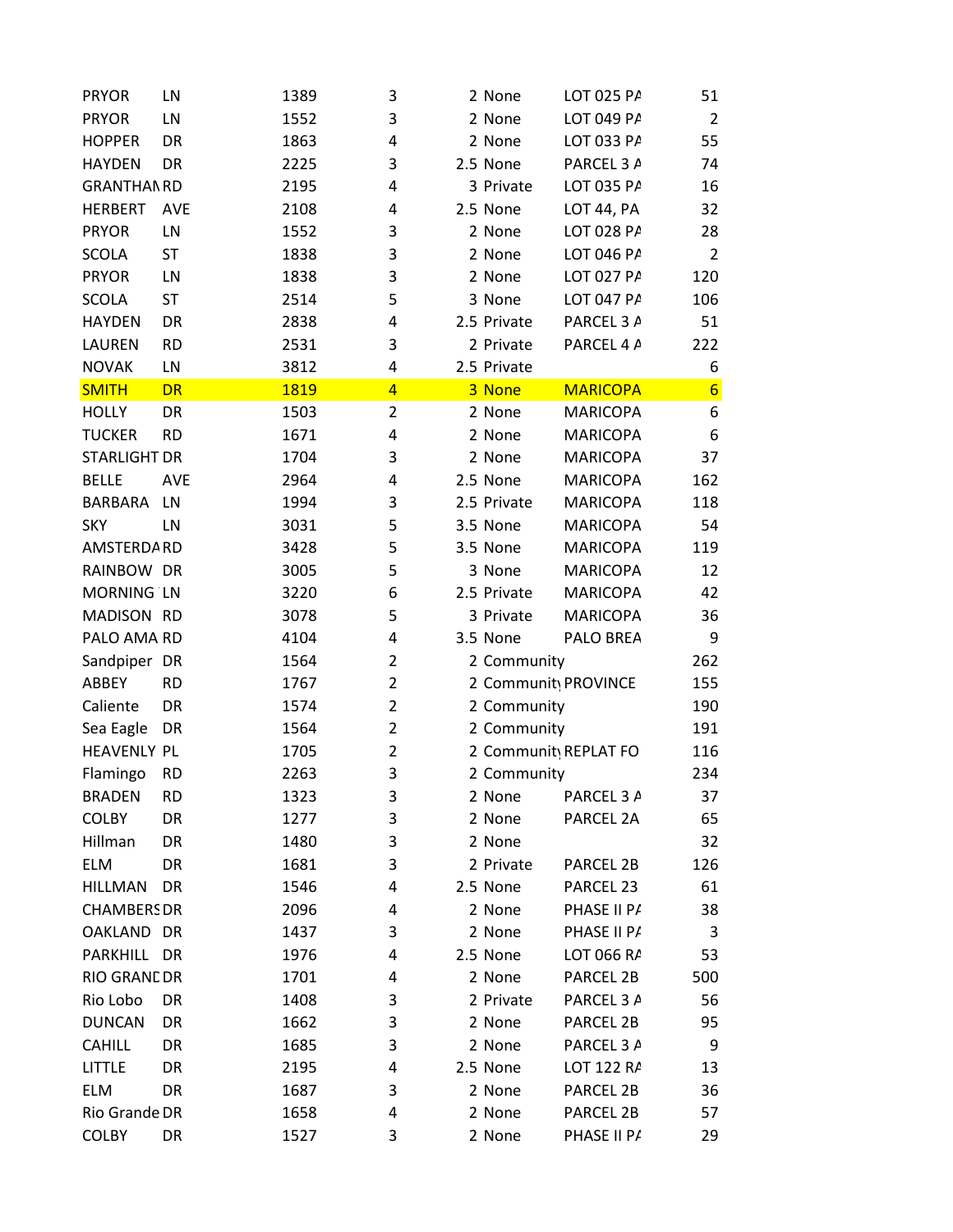| | | | | | | | |
|---|---|---|---|---|---|---|---|
| PRYOR | LN | 1389 | 3 | 2 | None | LOT 025 PA | 51 |
| PRYOR | LN | 1552 | 3 | 2 | None | LOT 049 PA | 2 |
| HOPPER | DR | 1863 | 4 | 2 | None | LOT 033 PA | 55 |
| HAYDEN | DR | 2225 | 3 | 2.5 | None | PARCEL 3 A | 74 |
| GRANTHAM | RD | 2195 | 4 | 3 | Private | LOT 035 PA | 16 |
| HERBERT | AVE | 2108 | 4 | 2.5 | None | LOT 44, PA | 32 |
| PRYOR | LN | 1552 | 3 | 2 | None | LOT 028 PA | 28 |
| SCOLA | ST | 1838 | 3 | 2 | None | LOT 046 PA | 2 |
| PRYOR | LN | 1838 | 3 | 2 | None | LOT 027 PA | 120 |
| SCOLA | ST | 2514 | 5 | 3 | None | LOT 047 PA | 106 |
| HAYDEN | DR | 2838 | 4 | 2.5 | Private | PARCEL 3 A | 51 |
| LAUREN | RD | 2531 | 3 | 2 | Private | PARCEL 4 A | 222 |
| NOVAK | LN | 3812 | 4 | 2.5 | Private | | 6 |
| SMITH | DR | 1819 | 4 | 3 | None | MARICOPA | 6 |
| HOLLY | DR | 1503 | 2 | 2 | None | MARICOPA | 6 |
| TUCKER | RD | 1671 | 4 | 2 | None | MARICOPA | 6 |
| STARLIGHT | DR | 1704 | 3 | 2 | None | MARICOPA | 37 |
| BELLE | AVE | 2964 | 4 | 2.5 | None | MARICOPA | 162 |
| BARBARA | LN | 1994 | 3 | 2.5 | Private | MARICOPA | 118 |
| SKY | LN | 3031 | 5 | 3.5 | None | MARICOPA | 54 |
| AMSTERDA | RD | 3428 | 5 | 3.5 | None | MARICOPA | 119 |
| RAINBOW | DR | 3005 | 5 | 3 | None | MARICOPA | 12 |
| MORNING | LN | 3220 | 6 | 2.5 | Private | MARICOPA | 42 |
| MADISON | RD | 3078 | 5 | 3 | Private | MARICOPA | 36 |
| PALO AMA | RD | 4104 | 4 | 3.5 | None | PALO BREA | 9 |
| Sandpiper | DR | 1564 | 2 | 2 | Community | | 262 |
| ABBEY | RD | 1767 | 2 | 2 | Community | PROVINCE | 155 |
| Caliente | DR | 1574 | 2 | 2 | Community | | 190 |
| Sea Eagle | DR | 1564 | 2 | 2 | Community | | 191 |
| HEAVENLY | PL | 1705 | 2 | 2 | Community | REPLAT FO | 116 |
| Flamingo | RD | 2263 | 3 | 2 | Community | | 234 |
| BRADEN | RD | 1323 | 3 | 2 | None | PARCEL 3 A | 37 |
| COLBY | DR | 1277 | 3 | 2 | None | PARCEL 2A | 65 |
| Hillman | DR | 1480 | 3 | 2 | None | | 32 |
| ELM | DR | 1681 | 3 | 2 | Private | PARCEL 2B | 126 |
| HILLMAN | DR | 1546 | 4 | 2.5 | None | PARCEL 23 | 61 |
| CHAMBERS | DR | 2096 | 4 | 2 | None | PHASE II PA | 38 |
| OAKLAND | DR | 1437 | 3 | 2 | None | PHASE II PA | 3 |
| PARKHILL | DR | 1976 | 4 | 2.5 | None | LOT 066 RA | 53 |
| RIO GRAND | DR | 1701 | 4 | 2 | None | PARCEL 2B | 500 |
| Rio Lobo | DR | 1408 | 3 | 2 | Private | PARCEL 3 A | 56 |
| DUNCAN | DR | 1662 | 3 | 2 | None | PARCEL 2B | 95 |
| CAHILL | DR | 1685 | 3 | 2 | None | PARCEL 3 A | 9 |
| LITTLE | DR | 2195 | 4 | 2.5 | None | LOT 122 RA | 13 |
| ELM | DR | 1687 | 3 | 2 | None | PARCEL 2B | 36 |
| Rio Grande | DR | 1658 | 4 | 2 | None | PARCEL 2B | 57 |
| COLBY | DR | 1527 | 3 | 2 | None | PHASE II PA | 29 |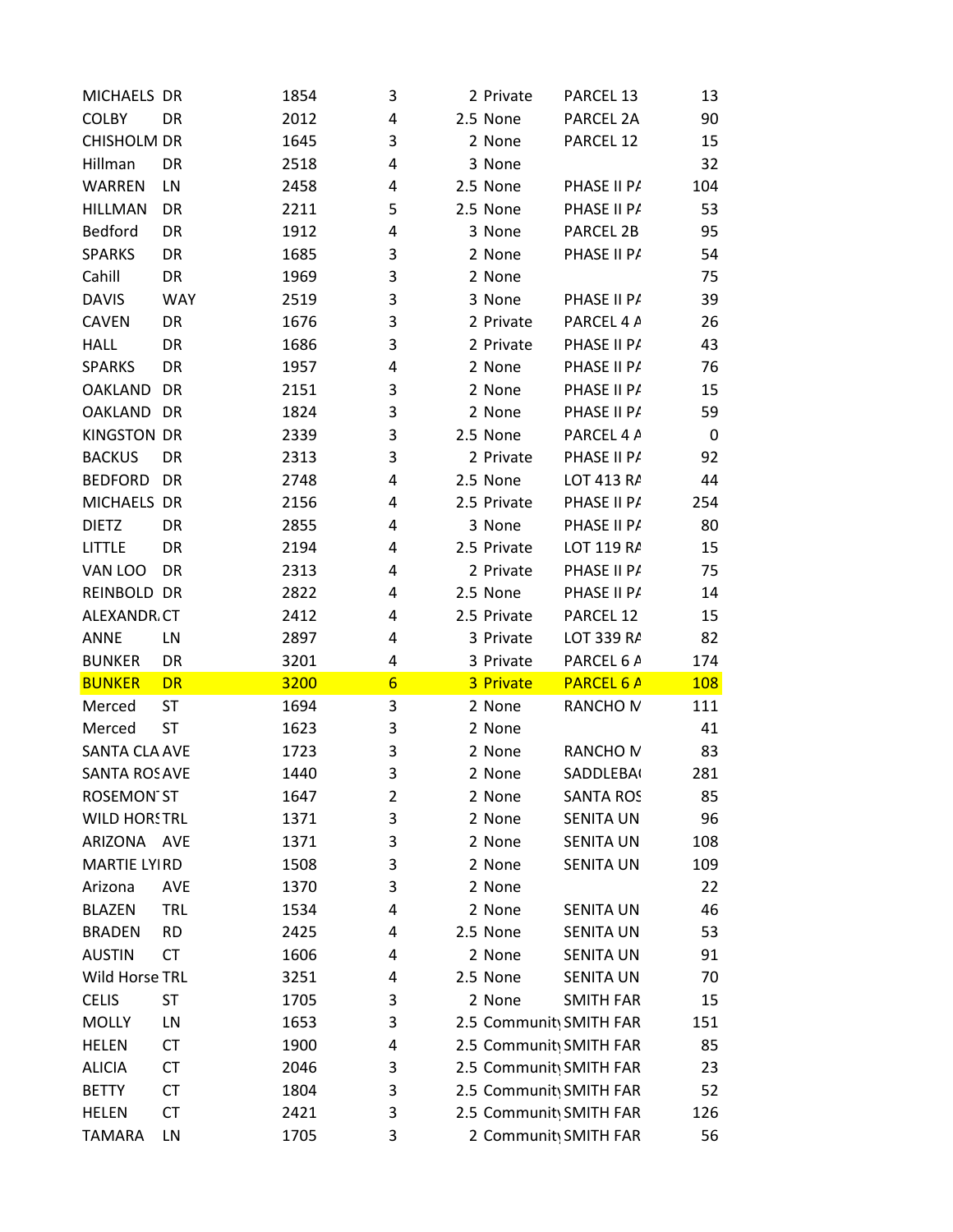| | | | | | | | |
|---|---|---|---|---|---|---|---|
| MICHAELS | DR | 1854 | 3 | 2 | Private | PARCEL 13 | 13 |
| COLBY | DR | 2012 | 4 | 2.5 | None | PARCEL 2A | 90 |
| CHISHOLM | DR | 1645 | 3 | 2 | None | PARCEL 12 | 15 |
| Hillman | DR | 2518 | 4 | 3 | None | | 32 |
| WARREN | LN | 2458 | 4 | 2.5 | None | PHASE II PA | 104 |
| HILLMAN | DR | 2211 | 5 | 2.5 | None | PHASE II PA | 53 |
| Bedford | DR | 1912 | 4 | 3 | None | PARCEL 2B | 95 |
| SPARKS | DR | 1685 | 3 | 2 | None | PHASE II PA | 54 |
| Cahill | DR | 1969 | 3 | 2 | None | | 75 |
| DAVIS | WAY | 2519 | 3 | 3 | None | PHASE II PA | 39 |
| CAVEN | DR | 1676 | 3 | 2 | Private | PARCEL 4 A | 26 |
| HALL | DR | 1686 | 3 | 2 | Private | PHASE II PA | 43 |
| SPARKS | DR | 1957 | 4 | 2 | None | PHASE II PA | 76 |
| OAKLAND | DR | 2151 | 3 | 2 | None | PHASE II PA | 15 |
| OAKLAND | DR | 1824 | 3 | 2 | None | PHASE II PA | 59 |
| KINGSTON | DR | 2339 | 3 | 2.5 | None | PARCEL 4 A | 0 |
| BACKUS | DR | 2313 | 3 | 2 | Private | PHASE II PA | 92 |
| BEDFORD | DR | 2748 | 4 | 2.5 | None | LOT 413 RA | 44 |
| MICHAELS | DR | 2156 | 4 | 2.5 | Private | PHASE II PA | 254 |
| DIETZ | DR | 2855 | 4 | 3 | None | PHASE II PA | 80 |
| LITTLE | DR | 2194 | 4 | 2.5 | Private | LOT 119 RA | 15 |
| VAN LOO | DR | 2313 | 4 | 2 | Private | PHASE II PA | 75 |
| REINBOLD | DR | 2822 | 4 | 2.5 | None | PHASE II PA | 14 |
| ALEXANDRA | CT | 2412 | 4 | 2.5 | Private | PARCEL 12 | 15 |
| ANNE | LN | 2897 | 4 | 3 | Private | LOT 339 RA | 82 |
| BUNKER | DR | 3201 | 4 | 3 | Private | PARCEL 6 A | 174 |
| BUNKER | DR | 3200 | 6 | 3 | Private | PARCEL 6 A | 108 |
| Merced | ST | 1694 | 3 | 2 | None | RANCHO M | 111 |
| Merced | ST | 1623 | 3 | 2 | None | | 41 |
| SANTA CLA | AVE | 1723 | 3 | 2 | None | RANCHO M | 83 |
| SANTA ROS | AVE | 1440 | 3 | 2 | None | SADDLEBA | 281 |
| ROSEMON | ST | 1647 | 2 | 2 | None | SANTA ROS | 85 |
| WILD HORS | TRL | 1371 | 3 | 2 | None | SENITA UN | 96 |
| ARIZONA | AVE | 1371 | 3 | 2 | None | SENITA UN | 108 |
| MARTIE LY | RD | 1508 | 3 | 2 | None | SENITA UN | 109 |
| Arizona | AVE | 1370 | 3 | 2 | None | | 22 |
| BLAZEN | TRL | 1534 | 4 | 2 | None | SENITA UN | 46 |
| BRADEN | RD | 2425 | 4 | 2.5 | None | SENITA UN | 53 |
| AUSTIN | CT | 1606 | 4 | 2 | None | SENITA UN | 91 |
| Wild Horse | TRL | 3251 | 4 | 2.5 | None | SENITA UN | 70 |
| CELIS | ST | 1705 | 3 | 2 | None | SMITH FAR | 15 |
| MOLLY | LN | 1653 | 3 | 2.5 | Community | SMITH FAR | 151 |
| HELEN | CT | 1900 | 4 | 2.5 | Community | SMITH FAR | 85 |
| ALICIA | CT | 2046 | 3 | 2.5 | Community | SMITH FAR | 23 |
| BETTY | CT | 1804 | 3 | 2.5 | Community | SMITH FAR | 52 |
| HELEN | CT | 2421 | 3 | 2.5 | Community | SMITH FAR | 126 |
| TAMARA | LN | 1705 | 3 | 2 | Community | SMITH FAR | 56 |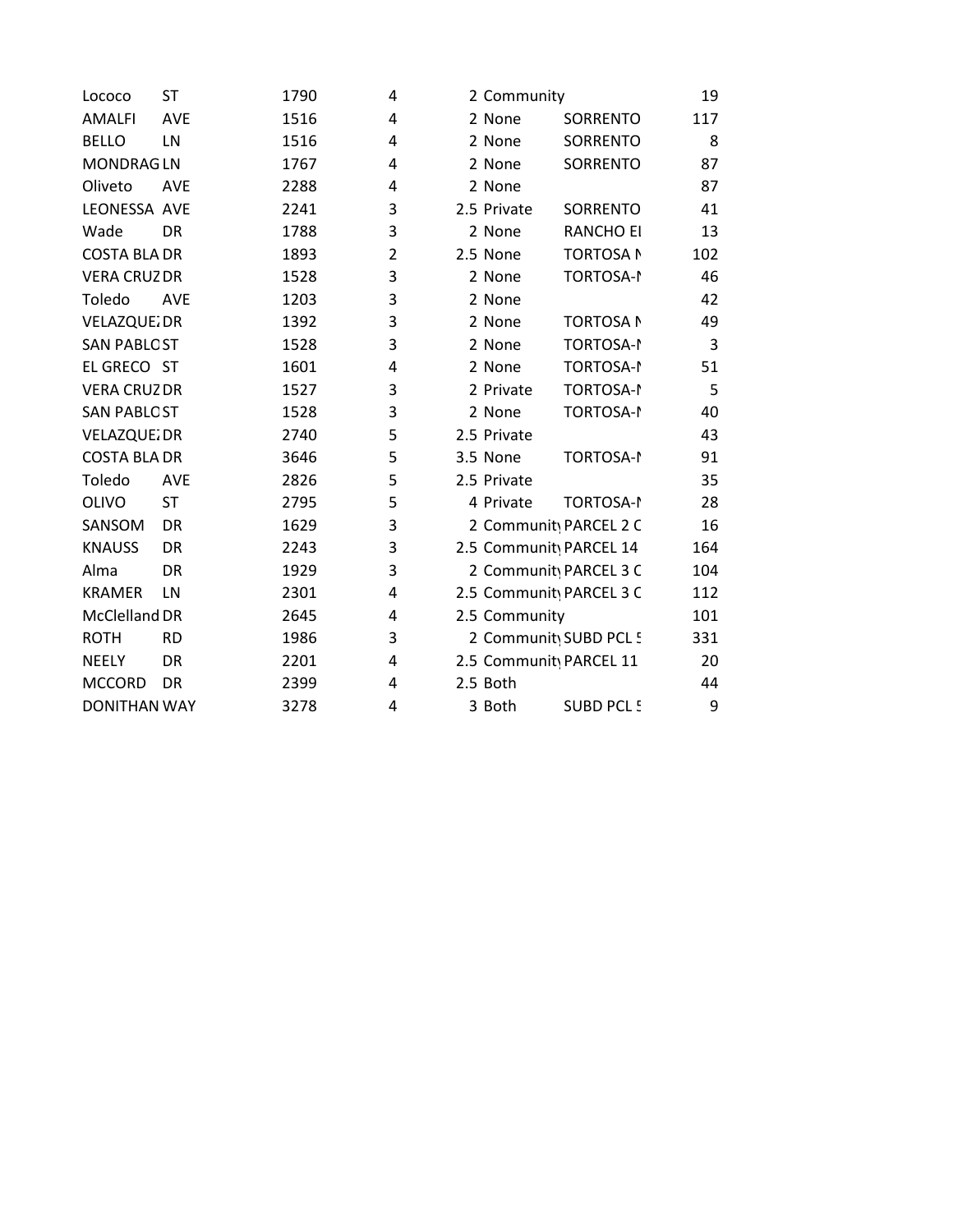| | | | | | | | |
|---|---|---|---|---|---|---|---|
| Lococo | ST | 1790 | 4 | 2 | Community | | 19 |
| AMALFI | AVE | 1516 | 4 | 2 | None | SORRENTO | 117 |
| BELLO | LN | 1516 | 4 | 2 | None | SORRENTO | 8 |
| MONDRAG | LN | 1767 | 4 | 2 | None | SORRENTO | 87 |
| Oliveto | AVE | 2288 | 4 | 2 | None | | 87 |
| LEONESSA | AVE | 2241 | 3 | 2.5 | Private | SORRENTO | 41 |
| Wade | DR | 1788 | 3 | 2 | None | RANCHO EI | 13 |
| COSTA BLA | DR | 1893 | 2 | 2.5 | None | TORTOSA N | 102 |
| VERA CRUZ | DR | 1528 | 3 | 2 | None | TORTOSA-I | 46 |
| Toledo | AVE | 1203 | 3 | 2 | None | | 42 |
| VELAZQUE: | DR | 1392 | 3 | 2 | None | TORTOSA N | 49 |
| SAN PABLO | ST | 1528 | 3 | 2 | None | TORTOSA-I | 3 |
| EL GRECO | ST | 1601 | 4 | 2 | None | TORTOSA-I | 51 |
| VERA CRUZ | DR | 1527 | 3 | 2 | Private | TORTOSA-I | 5 |
| SAN PABLO | ST | 1528 | 3 | 2 | None | TORTOSA-I | 40 |
| VELAZQUE: | DR | 2740 | 5 | 2.5 | Private | | 43 |
| COSTA BLA | DR | 3646 | 5 | 3.5 | None | TORTOSA-I | 91 |
| Toledo | AVE | 2826 | 5 | 2.5 | Private | | 35 |
| OLIVO | ST | 2795 | 5 | 4 | Private | TORTOSA-I | 28 |
| SANSOM | DR | 1629 | 3 | 2 | Community | PARCEL 2 C | 16 |
| KNAUSS | DR | 2243 | 3 | 2.5 | Community | PARCEL 14 | 164 |
| Alma | DR | 1929 | 3 | 2 | Community | PARCEL 3 C | 104 |
| KRAMER | LN | 2301 | 4 | 2.5 | Community | PARCEL 3 C | 112 |
| McClelland | DR | 2645 | 4 | 2.5 | Community | | 101 |
| ROTH | RD | 1986 | 3 | 2 | Community | SUBD PCL 5 | 331 |
| NEELY | DR | 2201 | 4 | 2.5 | Community | PARCEL 11 | 20 |
| MCCORD | DR | 2399 | 4 | 2.5 | Both | | 44 |
| DONITHAN | WAY | 3278 | 4 | 3 | Both | SUBD PCL 5 | 9 |